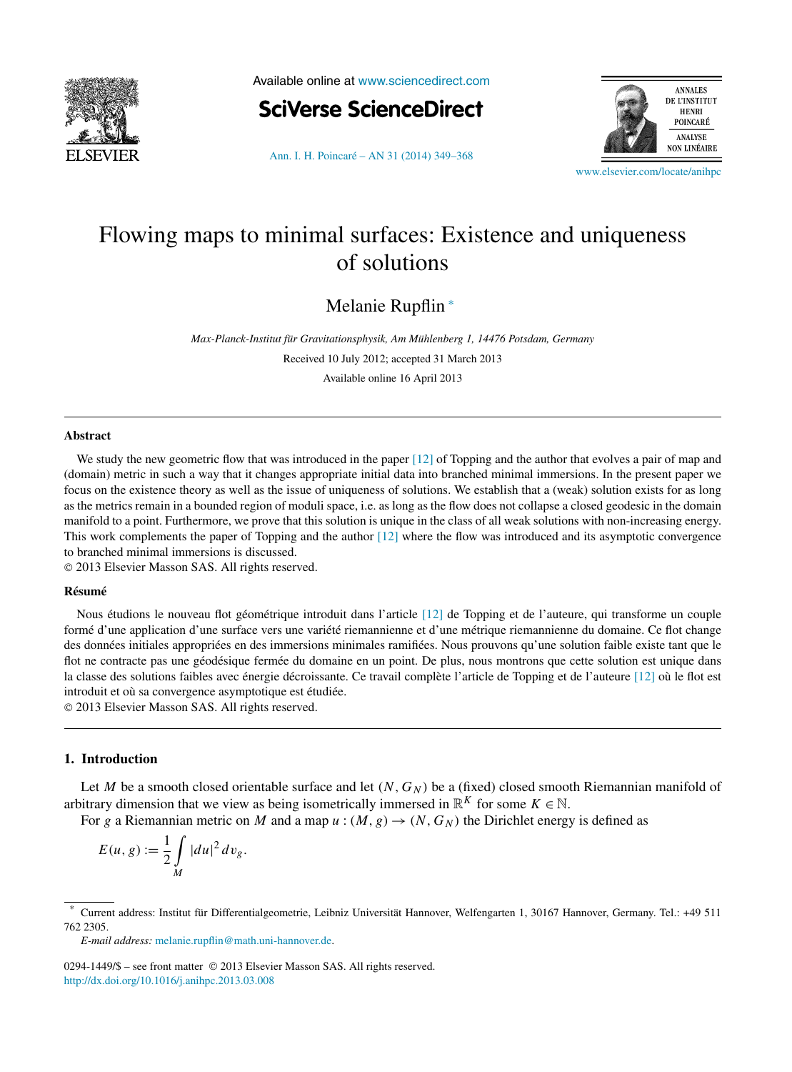# Flowing maps to minimal surfaces: Existence and uniqueness of solutions

Melanie Rupflin *

*Max-Planck-Institut für Gravitationsphysik, Am Mühlenberg 1, 14476 Potsdam, Germany*

Received 10 July 2012; accepted 31 March 2013

Available online 16 April 2013

## Abstract

We study the new geometric flow that was introduced in the paper [12] of Topping and the author that evolves a pair of map and (domain) metric in such a way that it changes appropriate initial data into branched minimal immersions. In the present paper we focus on the existence theory as well as the issue of uniqueness of solutions. We establish that a (weak) solution exists for as long as the metrics remain in a bounded region of moduli space, i.e. as long as the flow does not collapse a closed geodesic in the domain manifold to a point. Furthermore, we prove that this solution is unique in the class of all weak solutions with non-increasing energy. This work complements the paper of Topping and the author [12] where the flow was introduced and its asymptotic convergence to branched minimal immersions is discussed.

© 2013 Elsevier Masson SAS. All rights reserved.

## Résumé

Nous étudions le nouveau flot géométrique introduit dans l'article [12] de Topping et de l'auteure, qui transforme un couple formé d'une application d'une surface vers une variété riemannienne et d'une métrique riemannienne du domaine. Ce flot change des données initiales appropriées en des immersions minimales ramifiées. Nous prouvons qu'une solution faible existe tant que le flot ne contracte pas une géodésique fermée du domaine en un point. De plus, nous montrons que cette solution est unique dans la classe des solutions faibles avec énergie décroissante. Ce travail complète l'article de Topping et de l'auteure [12] où le flot est introduit et où sa convergence asymptotique est étudiée.

© 2013 Elsevier Masson SAS. All rights reserved.

## 1. Introduction

Let $M$ be a smooth closed orientable surface and let $(N, G_N)$ be a (fixed) closed smooth Riemannian manifold of arbitrary dimension that we view as being isometrically immersed in $\mathbb{R}^K$ for some $K \in \mathbb{N}$.

For $g$ a Riemannian metric on $M$ and a map $u : (M, g) \to (N, G_N)$ the Dirichlet energy is defined as

$$E(u, g) := \frac{1}{2} \int_M |du|^2 \, dv_g.$$

---

* Current address: Institut für Differentialgeometrie, Leibniz Universität Hannover, Welfengarten 1, 30167 Hannover, Germany. Tel.: +49 511 762 2305.

*E-mail address:* melanie.rupflin@math.uni-hannover.de.

0294-1449/$ – see front matter © 2013 Elsevier Masson SAS. All rights reserved.
http://dx.doi.org/10.1016/j.anihpc.2013.03.008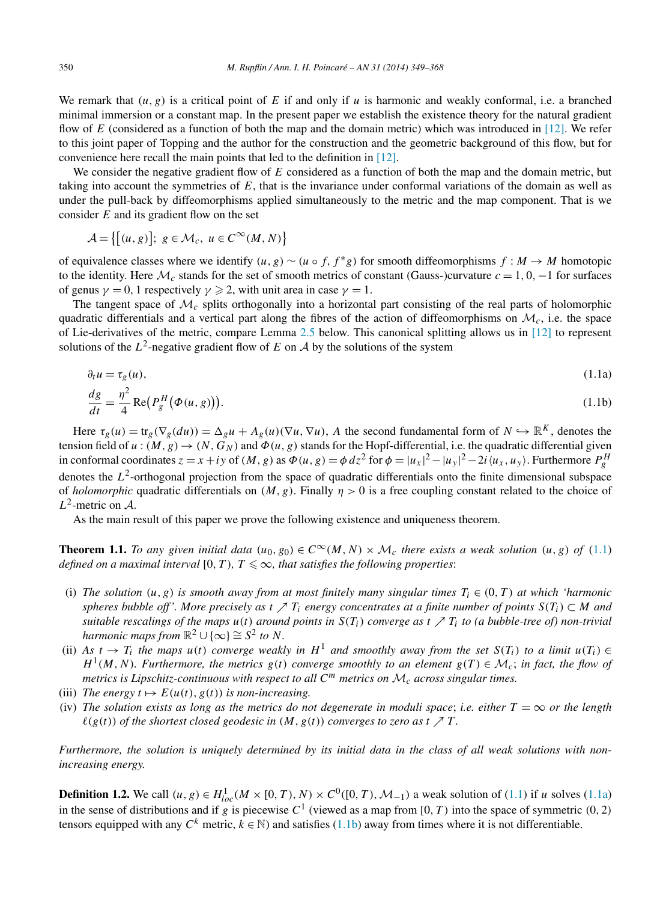We remark that $(u, g)$ is a critical point of $E$ if and only if $u$ is harmonic and weakly conformal, i.e. a branched minimal immersion or a constant map. In the present paper we establish the existence theory for the natural gradient flow of $E$ (considered as a function of both the map and the domain metric) which was introduced in [12]. We refer to this joint paper of Topping and the author for the construction and the geometric background of this flow, but for convenience here recall the main points that led to the definition in [12].

We consider the negative gradient flow of $E$ considered as a function of both the map and the domain metric, but taking into account the symmetries of $E$, that is the invariance under conformal variations of the domain as well as under the pull-back by diffeomorphisms applied simultaneously to the metric and the map component. That is we consider $E$ and its gradient flow on the set

$$\mathcal{A} = \big\{\big[(u, g)\big];\ g \in \mathcal{M}_c,\ u \in C^\infty(M, N)\big\}$$

of equivalence classes where we identify $(u, g) \sim (u \circ f, f^*g)$ for smooth diffeomorphisms $f : M \to M$ homotopic to the identity. Here $\mathcal{M}_c$ stands for the set of smooth metrics of constant (Gauss-)curvature $c = 1, 0, -1$ for surfaces of genus $\gamma = 0, 1$ respectively $\gamma \geqslant 2$, with unit area in case $\gamma = 1$.

The tangent space of $\mathcal{M}_c$ splits orthogonally into a horizontal part consisting of the real parts of holomorphic quadratic differentials and a vertical part along the fibres of the action of diffeomorphisms on $\mathcal{M}_c$, i.e. the space of Lie-derivatives of the metric, compare Lemma 2.5 below. This canonical splitting allows us in [12] to represent solutions of the $L^2$-negative gradient flow of $E$ on $\mathcal{A}$ by the solutions of the system

$$\partial_t u = \tau_g(u), \tag{1.1a}$$

$$\frac{dg}{dt} = \frac{\eta^2}{4} \operatorname{Re}\big(P_g^H\big(\Phi(u, g)\big)\big). \tag{1.1b}$$

Here $\tau_g(u) = \operatorname{tr}_g(\nabla_g(du)) = \Delta_g u + A_g(u)(\nabla u, \nabla u)$, $A$ the second fundamental form of $N \hookrightarrow \mathbb{R}^K$, denotes the tension field of $u : (M, g) \to (N, G_N)$ and $\Phi(u, g)$ stands for the Hopf-differential, i.e. the quadratic differential given in conformal coordinates $z = x + iy$ of $(M, g)$ as $\Phi(u, g) = \phi\, dz^2$ for $\phi = |u_x|^2 - |u_y|^2 - 2i\langle u_x, u_y\rangle$. Furthermore $P_g^H$ denotes the $L^2$-orthogonal projection from the space of quadratic differentials onto the finite dimensional subspace of *holomorphic* quadratic differentials on $(M, g)$. Finally $\eta > 0$ is a free coupling constant related to the choice of $L^2$-metric on $\mathcal{A}$.

As the main result of this paper we prove the following existence and uniqueness theorem.

**Theorem 1.1.** *To any given initial data $(u_0, g_0) \in C^\infty(M, N) \times \mathcal{M}_c$ there exists a weak solution $(u, g)$ of (1.1) defined on a maximal interval $[0, T)$, $T \leqslant \infty$, that satisfies the following properties*:

- (i) *The solution $(u, g)$ is smooth away from at most finitely many singular times $T_i \in (0, T)$ at which 'harmonic spheres bubble off'. More precisely as $t \nearrow T_i$ energy concentrates at a finite number of points $S(T_i) \subset M$ and suitable rescalings of the maps $u(t)$ around points in $S(T_i)$ converge as $t \nearrow T_i$ to (a bubble-tree of) non-trivial harmonic maps from $\mathbb{R}^2 \cup \{\infty\} \cong S^2$ to $N$.*
- (ii) *As $t \to T_i$ the maps $u(t)$ converge weakly in $H^1$ and smoothly away from the set $S(T_i)$ to a limit $u(T_i) \in H^1(M, N)$. Furthermore, the metrics $g(t)$ converge smoothly to an element $g(T) \in \mathcal{M}_c$; in fact, the flow of metrics is Lipschitz-continuous with respect to all $C^m$ metrics on $\mathcal{M}_c$ across singular times.*
- (iii) *The energy $t \mapsto E(u(t), g(t))$ is non-increasing.*
- (iv) *The solution exists as long as the metrics do not degenerate in moduli space*; *i.e. either $T = \infty$ or the length $\ell(g(t))$ of the shortest closed geodesic in $(M, g(t))$ converges to zero as $t \nearrow T$.*

*Furthermore, the solution is uniquely determined by its initial data in the class of all weak solutions with non-increasing energy.*

**Definition 1.2.** We call $(u, g) \in H^1_{loc}(M \times [0, T), N) \times C^0([0, T), \mathcal{M}_{-1})$ a weak solution of (1.1) if $u$ solves (1.1a) in the sense of distributions and if $g$ is piecewise $C^1$ (viewed as a map from $[0, T)$ into the space of symmetric $(0, 2)$ tensors equipped with any $C^k$ metric, $k \in \mathbb{N}$) and satisfies (1.1b) away from times where it is not differentiable.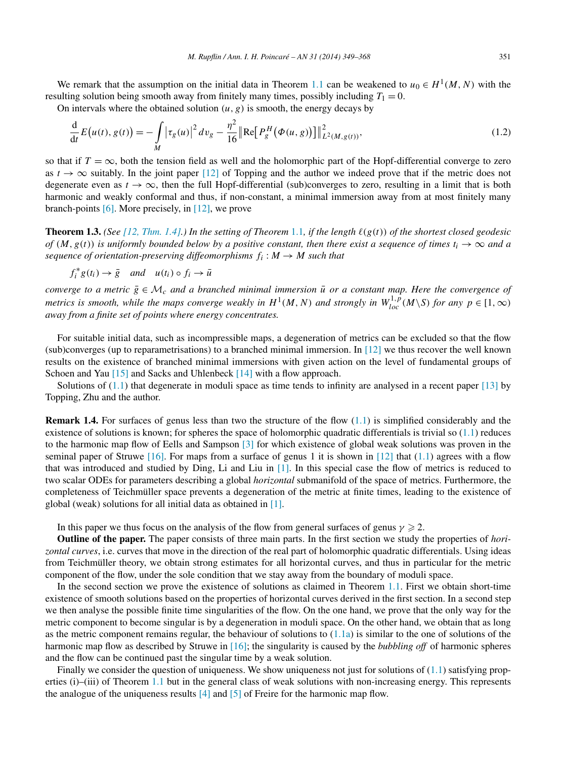We remark that the assumption on the initial data in Theorem 1.1 can be weakened to $u_0 \in H^1(M,N)$ with the resulting solution being smooth away from finitely many times, possibly including $T_1 = 0$.

On intervals where the obtained solution $(u,g)$ is smooth, the energy decays by

$$\frac{\mathrm{d}}{\mathrm{d}t} E\big(u(t), g(t)\big) = -\int_M \big|\tau_g(u)\big|^2 \, dv_g - \frac{\eta^2}{16} \big\| \mathrm{Re}\big[P_g^H\big(\Phi(u,g)\big)\big]\big\|^2_{L^2(M,g(t))}, \tag{1.2}$$

so that if $T = \infty$, both the tension field as well and the holomorphic part of the Hopf-differential converge to zero as $t \to \infty$ suitably. In the joint paper [12] of Topping and the author we indeed prove that if the metric does not degenerate even as $t \to \infty$, then the full Hopf-differential (sub)converges to zero, resulting in a limit that is both harmonic and weakly conformal and thus, if non-constant, a minimal immersion away from at most finitely many branch-points [6]. More precisely, in [12], we prove

**Theorem 1.3.** *(See [12, Thm. 1.4].) In the setting of Theorem 1.1, if the length $\ell(g(t))$ of the shortest closed geodesic of $(M, g(t))$ is uniformly bounded below by a positive constant, then there exist a sequence of times $t_i \to \infty$ and a sequence of orientation-preserving diffeomorphisms $f_i : M \to M$ such that*

$$f_i^* g(t_i) \to \bar{g} \quad \text{and} \quad u(t_i) \circ f_i \to \bar{u}$$

*converge to a metric $\bar{g} \in \mathcal{M}_c$ and a branched minimal immersion $\bar{u}$ or a constant map. Here the convergence of metrics is smooth, while the maps converge weakly in $H^1(M,N)$ and strongly in $W^{1,p}_{loc}(M \setminus S)$ for any $p \in [1,\infty)$ away from a finite set of points where energy concentrates.*

For suitable initial data, such as incompressible maps, a degeneration of metrics can be excluded so that the flow (sub)converges (up to reparametrisations) to a branched minimal immersion. In [12] we thus recover the well known results on the existence of branched minimal immersions with given action on the level of fundamental groups of Schoen and Yau [15] and Sacks and Uhlenbeck [14] with a flow approach.

Solutions of (1.1) that degenerate in moduli space as time tends to infinity are analysed in a recent paper [13] by Topping, Zhu and the author.

**Remark 1.4.** For surfaces of genus less than two the structure of the flow (1.1) is simplified considerably and the existence of solutions is known; for spheres the space of holomorphic quadratic differentials is trivial so (1.1) reduces to the harmonic map flow of Eells and Sampson [3] for which existence of global weak solutions was proven in the seminal paper of Struwe [16]. For maps from a surface of genus 1 it is shown in [12] that (1.1) agrees with a flow that was introduced and studied by Ding, Li and Liu in [1]. In this special case the flow of metrics is reduced to two scalar ODEs for parameters describing a global *horizontal* submanifold of the space of metrics. Furthermore, the completeness of Teichmüller space prevents a degeneration of the metric at finite times, leading to the existence of global (weak) solutions for all initial data as obtained in [1].

In this paper we thus focus on the analysis of the flow from general surfaces of genus $\gamma \geqslant 2$.

**Outline of the paper.** The paper consists of three main parts. In the first section we study the properties of *horizontal curves*, i.e. curves that move in the direction of the real part of holomorphic quadratic differentials. Using ideas from Teichmüller theory, we obtain strong estimates for all horizontal curves, and thus in particular for the metric component of the flow, under the sole condition that we stay away from the boundary of moduli space.

In the second section we prove the existence of solutions as claimed in Theorem 1.1. First we obtain short-time existence of smooth solutions based on the properties of horizontal curves derived in the first section. In a second step we then analyse the possible finite time singularities of the flow. On the one hand, we prove that the only way for the metric component to become singular is by a degeneration in moduli space. On the other hand, we obtain that as long as the metric component remains regular, the behaviour of solutions to (1.1a) is similar to the one of solutions of the harmonic map flow as described by Struwe in [16]; the singularity is caused by the *bubbling off* of harmonic spheres and the flow can be continued past the singular time by a weak solution.

Finally we consider the question of uniqueness. We show uniqueness not just for solutions of (1.1) satisfying properties (i)–(iii) of Theorem 1.1 but in the general class of weak solutions with non-increasing energy. This represents the analogue of the uniqueness results [4] and [5] of Freire for the harmonic map flow.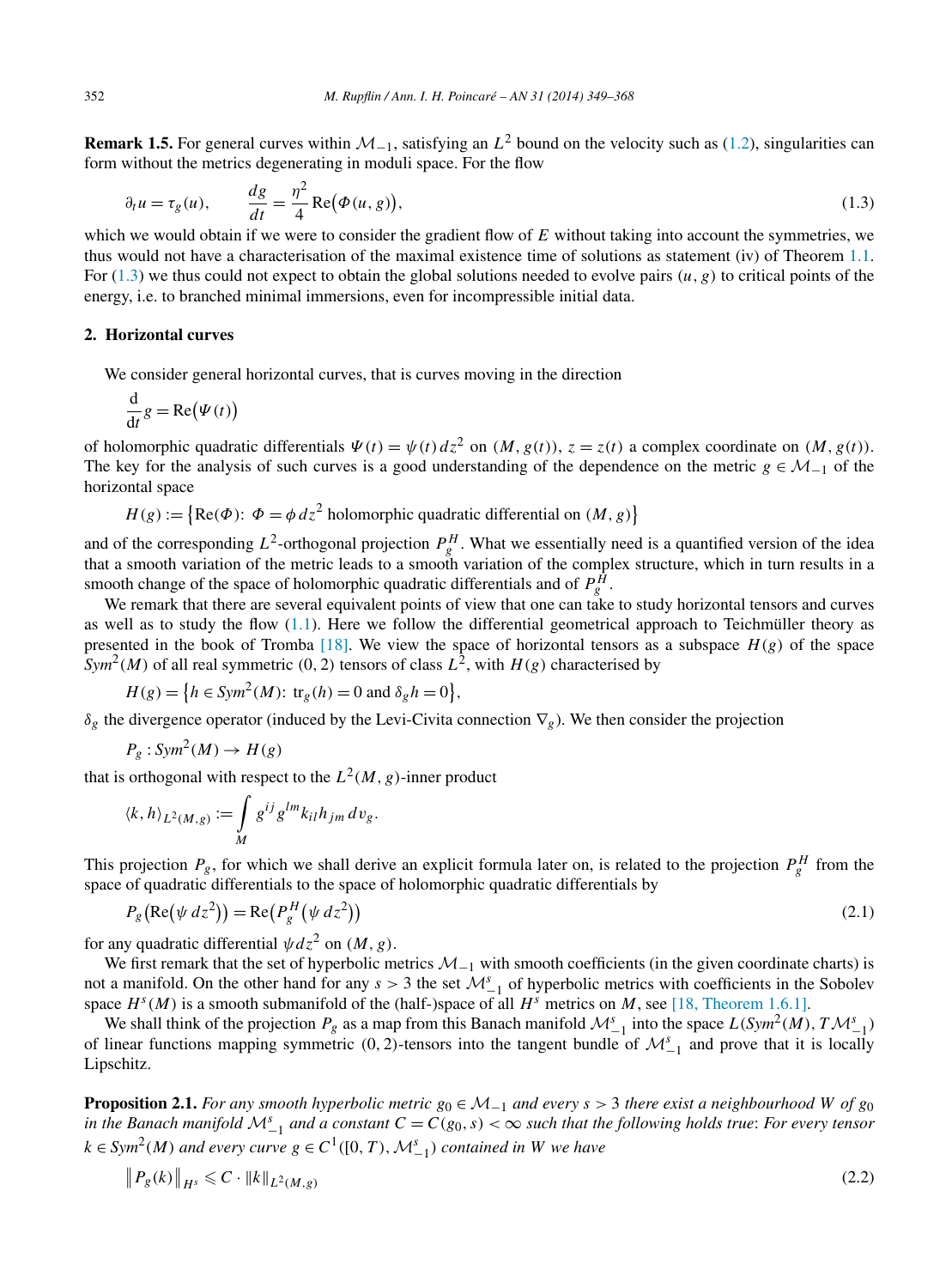**Remark 1.5.** For general curves within $\mathcal{M}_{-1}$, satisfying an $L^2$ bound on the velocity such as (1.2), singularities can form without the metrics degenerating in moduli space. For the flow

$$\partial_t u = \tau_g(u), \qquad \frac{dg}{dt} = \frac{\eta^2}{4}\operatorname{Re}\big(\Phi(u,g)\big), \tag{1.3}$$

which we would obtain if we were to consider the gradient flow of $E$ without taking into account the symmetries, we thus would not have a characterisation of the maximal existence time of solutions as statement (iv) of Theorem 1.1. For (1.3) we thus could not expect to obtain the global solutions needed to evolve pairs $(u,g)$ to critical points of the energy, i.e. to branched minimal immersions, even for incompressible initial data.

## 2. Horizontal curves

We consider general horizontal curves, that is curves moving in the direction

$$\frac{\mathrm{d}}{\mathrm{d}t} g = \operatorname{Re}\big(\Psi(t)\big)$$

of holomorphic quadratic differentials $\Psi(t) = \psi(t)\,dz^2$ on $(M, g(t))$, $z = z(t)$ a complex coordinate on $(M, g(t))$. The key for the analysis of such curves is a good understanding of the dependence on the metric $g \in \mathcal{M}_{-1}$ of the horizontal space

$$H(g) := \big\{\operatorname{Re}(\Phi)\colon\ \Phi = \phi\,dz^2 \text{ holomorphic quadratic differential on } (M,g)\big\}$$

and of the corresponding $L^2$-orthogonal projection $P_g^H$. What we essentially need is a quantified version of the idea that a smooth variation of the metric leads to a smooth variation of the complex structure, which in turn results in a smooth change of the space of holomorphic quadratic differentials and of $P_g^H$.

We remark that there are several equivalent points of view that one can take to study horizontal tensors and curves as well as to study the flow (1.1). Here we follow the differential geometrical approach to Teichmüller theory as presented in the book of Tromba [18]. We view the space of horizontal tensors as a subspace $H(g)$ of the space $Sym^2(M)$ of all real symmetric $(0,2)$ tensors of class $L^2$, with $H(g)$ characterised by

$$H(g) = \big\{h \in Sym^2(M)\colon\ \operatorname{tr}_g(h) = 0 \text{ and } \delta_g h = 0\big\},$$

$\delta_g$ the divergence operator (induced by the Levi-Civita connection $\nabla_g$). We then consider the projection

$$P_g : Sym^2(M) \to H(g)$$

that is orthogonal with respect to the $L^2(M,g)$-inner product

$$\langle k, h\rangle_{L^2(M,g)} := \int_M g^{ij} g^{lm} k_{il} h_{jm}\, dv_g.$$

This projection $P_g$, for which we shall derive an explicit formula later on, is related to the projection $P_g^H$ from the space of quadratic differentials to the space of holomorphic quadratic differentials by

$$P_g\big(\operatorname{Re}\big(\psi\,dz^2\big)\big) = \operatorname{Re}\big(P_g^H\big(\psi\,dz^2\big)\big) \tag{2.1}$$

for any quadratic differential $\psi\,dz^2$ on $(M,g)$.

We first remark that the set of hyperbolic metrics $\mathcal{M}_{-1}$ with smooth coefficients (in the given coordinate charts) is not a manifold. On the other hand for any $s > 3$ the set $\mathcal{M}_{-1}^s$ of hyperbolic metrics with coefficients in the Sobolev space $H^s(M)$ is a smooth submanifold of the (half-)space of all $H^s$ metrics on $M$, see [18, Theorem 1.6.1].

We shall think of the projection $P_g$ as a map from this Banach manifold $\mathcal{M}_{-1}^s$ into the space $L(Sym^2(M), T\mathcal{M}_{-1}^s)$ of linear functions mapping symmetric $(0,2)$-tensors into the tangent bundle of $\mathcal{M}_{-1}^s$ and prove that it is locally Lipschitz.

**Proposition 2.1.** *For any smooth hyperbolic metric $g_0 \in \mathcal{M}_{-1}$ and every $s > 3$ there exist a neighbourhood $W$ of $g_0$ in the Banach manifold $\mathcal{M}_{-1}^s$ and a constant $C = C(g_0, s) < \infty$ such that the following holds true: For every tensor $k \in Sym^2(M)$ and every curve $g \in C^1([0,T), \mathcal{M}_{-1}^s)$ contained in $W$ we have*

$$\big\|P_g(k)\big\|_{H^s} \leqslant C \cdot \|k\|_{L^2(M,g)} \tag{2.2}$$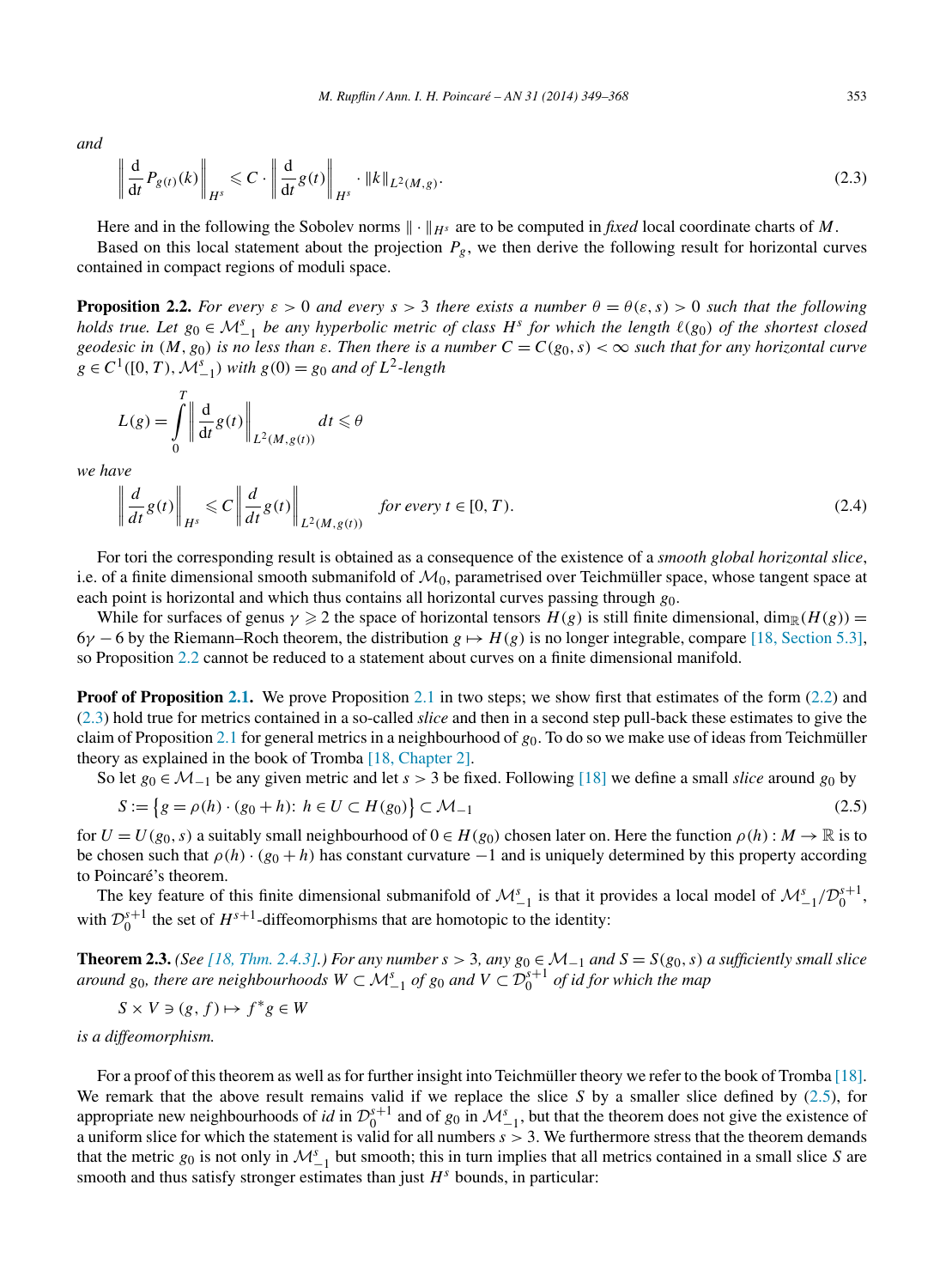and

$$\left\| \frac{\mathrm{d}}{\mathrm{d}t} P_{g(t)}(k) \right\|_{H^s} \leqslant C \cdot \left\| \frac{\mathrm{d}}{\mathrm{d}t} g(t) \right\|_{H^s} \cdot \|k\|_{L^2(M,g)}. \tag{2.3}$$

Here and in the following the Sobolev norms $\|\cdot\|_{H^s}$ are to be computed in *fixed* local coordinate charts of $M$.

Based on this local statement about the projection $P_g$, we then derive the following result for horizontal curves contained in compact regions of moduli space.

**Proposition 2.2.** *For every $\varepsilon > 0$ and every $s > 3$ there exists a number $\theta = \theta(\varepsilon, s) > 0$ such that the following holds true. Let $g_0 \in \mathcal{M}_{-1}^s$ be any hyperbolic metric of class $H^s$ for which the length $\ell(g_0)$ of the shortest closed geodesic in $(M, g_0)$ is no less than $\varepsilon$. Then there is a number $C = C(g_0, s) < \infty$ such that for any horizontal curve $g \in C^1([0,T), \mathcal{M}_{-1}^s)$ with $g(0) = g_0$ and of $L^2$-length*

$$L(g) = \int_0^T \left\| \frac{\mathrm{d}}{\mathrm{d}t} g(t) \right\|_{L^2(M,g(t))} dt \leqslant \theta$$

*we have*

$$\left\| \frac{d}{dt} g(t) \right\|_{H^s} \leqslant C \left\| \frac{d}{dt} g(t) \right\|_{L^2(M,g(t))} \quad \text{for every } t \in [0,T). \tag{2.4}$$

For tori the corresponding result is obtained as a consequence of the existence of a *smooth global horizontal slice*, i.e. of a finite dimensional smooth submanifold of $\mathcal{M}_0$, parametrised over Teichmüller space, whose tangent space at each point is horizontal and which thus contains all horizontal curves passing through $g_0$.

While for surfaces of genus $\gamma \geqslant 2$ the space of horizontal tensors $H(g)$ is still finite dimensional, $\dim_{\mathbb{R}}(H(g)) = 6\gamma - 6$ by the Riemann–Roch theorem, the distribution $g \mapsto H(g)$ is no longer integrable, compare [18, Section 5.3], so Proposition 2.2 cannot be reduced to a statement about curves on a finite dimensional manifold.

**Proof of Proposition 2.1.** We prove Proposition 2.1 in two steps; we show first that estimates of the form (2.2) and (2.3) hold true for metrics contained in a so-called *slice* and then in a second step pull-back these estimates to give the claim of Proposition 2.1 for general metrics in a neighbourhood of $g_0$. To do so we make use of ideas from Teichmüller theory as explained in the book of Tromba [18, Chapter 2].

So let $g_0 \in \mathcal{M}_{-1}$ be any given metric and let $s > 3$ be fixed. Following [18] we define a small *slice* around $g_0$ by

$$S := \{ g = \rho(h) \cdot (g_0 + h) \colon h \in U \subset H(g_0) \} \subset \mathcal{M}_{-1} \tag{2.5}$$

for $U = U(g_0, s)$ a suitably small neighbourhood of $0 \in H(g_0)$ chosen later on. Here the function $\rho(h) : M \to \mathbb{R}$ is to be chosen such that $\rho(h) \cdot (g_0 + h)$ has constant curvature $-1$ and is uniquely determined by this property according to Poincaré's theorem.

The key feature of this finite dimensional submanifold of $\mathcal{M}_{-1}^s$ is that it provides a local model of $\mathcal{M}_{-1}^s / \mathcal{D}_0^{s+1}$, with $\mathcal{D}_0^{s+1}$ the set of $H^{s+1}$-diffeomorphisms that are homotopic to the identity:

**Theorem 2.3.** *(See [18, Thm. 2.4.3].) For any number $s > 3$, any $g_0 \in \mathcal{M}_{-1}$ and $S = S(g_0, s)$ a sufficiently small slice around $g_0$, there are neighbourhoods $W \subset \mathcal{M}_{-1}^s$ of $g_0$ and $V \subset \mathcal{D}_0^{s+1}$ of id for which the map*

$$S \times V \ni (g, f) \mapsto f^* g \in W$$

*is a diffeomorphism.*

For a proof of this theorem as well as for further insight into Teichmüller theory we refer to the book of Tromba [18]. We remark that the above result remains valid if we replace the slice $S$ by a smaller slice defined by (2.5), for appropriate new neighbourhoods of *id* in $\mathcal{D}_0^{s+1}$ and of $g_0$ in $\mathcal{M}_{-1}^s$, but that the theorem does not give the existence of a uniform slice for which the statement is valid for all numbers $s > 3$. We furthermore stress that the theorem demands that the metric $g_0$ is not only in $\mathcal{M}_{-1}^s$ but smooth; this in turn implies that all metrics contained in a small slice $S$ are smooth and thus satisfy stronger estimates than just $H^s$ bounds, in particular: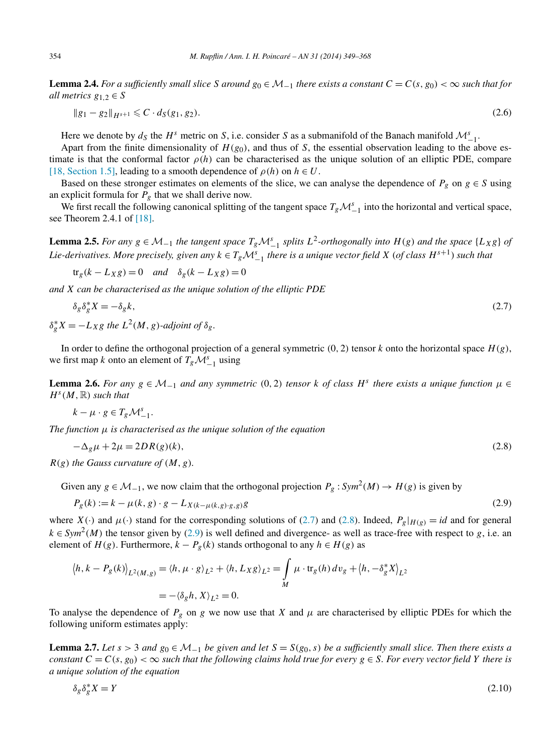**Lemma 2.4.** *For a sufficiently small slice $S$ around $g_0 \in \mathcal{M}_{-1}$ there exists a constant $C = C(s, g_0) < \infty$ such that for all metrics $g_{1,2} \in S$*

$$\|g_1 - g_2\|_{H^{s+1}} \leqslant C \cdot d_S(g_1, g_2). \tag{2.6}$$

Here we denote by $d_S$ the $H^s$ metric on $S$, i.e. consider $S$ as a submanifold of the Banach manifold $\mathcal{M}^s_{-1}$.

Apart from the finite dimensionality of $H(g_0)$, and thus of $S$, the essential observation leading to the above estimate is that the conformal factor $\rho(h)$ can be characterised as the unique solution of an elliptic PDE, compare [18, Section 1.5], leading to a smooth dependence of $\rho(h)$ on $h \in U$.

Based on these stronger estimates on elements of the slice, we can analyse the dependence of $P_g$ on $g \in S$ using an explicit formula for $P_g$ that we shall derive now.

We first recall the following canonical splitting of the tangent space $T_g\mathcal{M}^s_{-1}$ into the horizontal and vertical space, see Theorem 2.4.1 of [18].

**Lemma 2.5.** *For any $g \in \mathcal{M}_{-1}$ the tangent space $T_g\mathcal{M}^s_{-1}$ splits $L^2$-orthogonally into $H(g)$ and the space $\{L_X g\}$ of Lie-derivatives. More precisely, given any $k \in T_g\mathcal{M}^s_{-1}$ there is a unique vector field $X$ (of class $H^{s+1}$) such that*

$$\mathrm{tr}_g(k - L_X g) = 0 \quad \text{and} \quad \delta_g(k - L_X g) = 0$$

*and $X$ can be characterised as the unique solution of the elliptic PDE*

$$\delta_g \delta_g^* X = -\delta_g k, \tag{2.7}$$

*$\delta_g^* X = -L_X g$ the $L^2(M, g)$-adjoint of $\delta_g$.*

In order to define the orthogonal projection of a general symmetric $(0, 2)$ tensor $k$ onto the horizontal space $H(g)$, we first map $k$ onto an element of $T_g\mathcal{M}^s_{-1}$ using

**Lemma 2.6.** *For any $g \in \mathcal{M}_{-1}$ and any symmetric $(0, 2)$ tensor $k$ of class $H^s$ there exists a unique function $\mu \in H^s(M, \mathbb{R})$ such that*

$$k - \mu \cdot g \in T_g\mathcal{M}^s_{-1}.$$

*The function $\mu$ is characterised as the unique solution of the equation*

$$-\Delta_g \mu + 2\mu = 2DR(g)(k), \tag{2.8}$$

*$R(g)$ the Gauss curvature of $(M, g)$.*

Given any $g \in \mathcal{M}_{-1}$, we now claim that the orthogonal projection $P_g : Sym^2(M) \to H(g)$ is given by

$$P_g(k) := k - \mu(k, g) \cdot g - L_{X(k - \mu(k,g)\cdot g, g)} g \tag{2.9}$$

where $X(\cdot)$ and $\mu(\cdot)$ stand for the corresponding solutions of (2.7) and (2.8). Indeed, $P_g|_{H(g)} = id$ and for general $k \in Sym^2(M)$ the tensor given by (2.9) is well defined and divergence- as well as trace-free with respect to $g$, i.e. an element of $H(g)$. Furthermore, $k - P_g(k)$ stands orthogonal to any $h \in H(g)$ as

$$\begin{aligned}
\langle h, k - P_g(k) \rangle_{L^2(M,g)} &= \langle h, \mu \cdot g \rangle_{L^2} + \langle h, L_X g \rangle_{L^2} = \int_M \mu \cdot \mathrm{tr}_g(h)\, dv_g + \langle h, -\delta_g^* X \rangle_{L^2} \\
&= -\langle \delta_g h, X \rangle_{L^2} = 0.
\end{aligned}$$

To analyse the dependence of $P_g$ on $g$ we now use that $X$ and $\mu$ are characterised by elliptic PDEs for which the following uniform estimates apply:

**Lemma 2.7.** *Let $s > 3$ and $g_0 \in \mathcal{M}_{-1}$ be given and let $S = S(g_0, s)$ be a sufficiently small slice. Then there exists a constant $C = C(s, g_0) < \infty$ such that the following claims hold true for every $g \in S$. For every vector field $Y$ there is a unique solution of the equation*

$$\delta_g \delta_g^* X = Y \tag{2.10}$$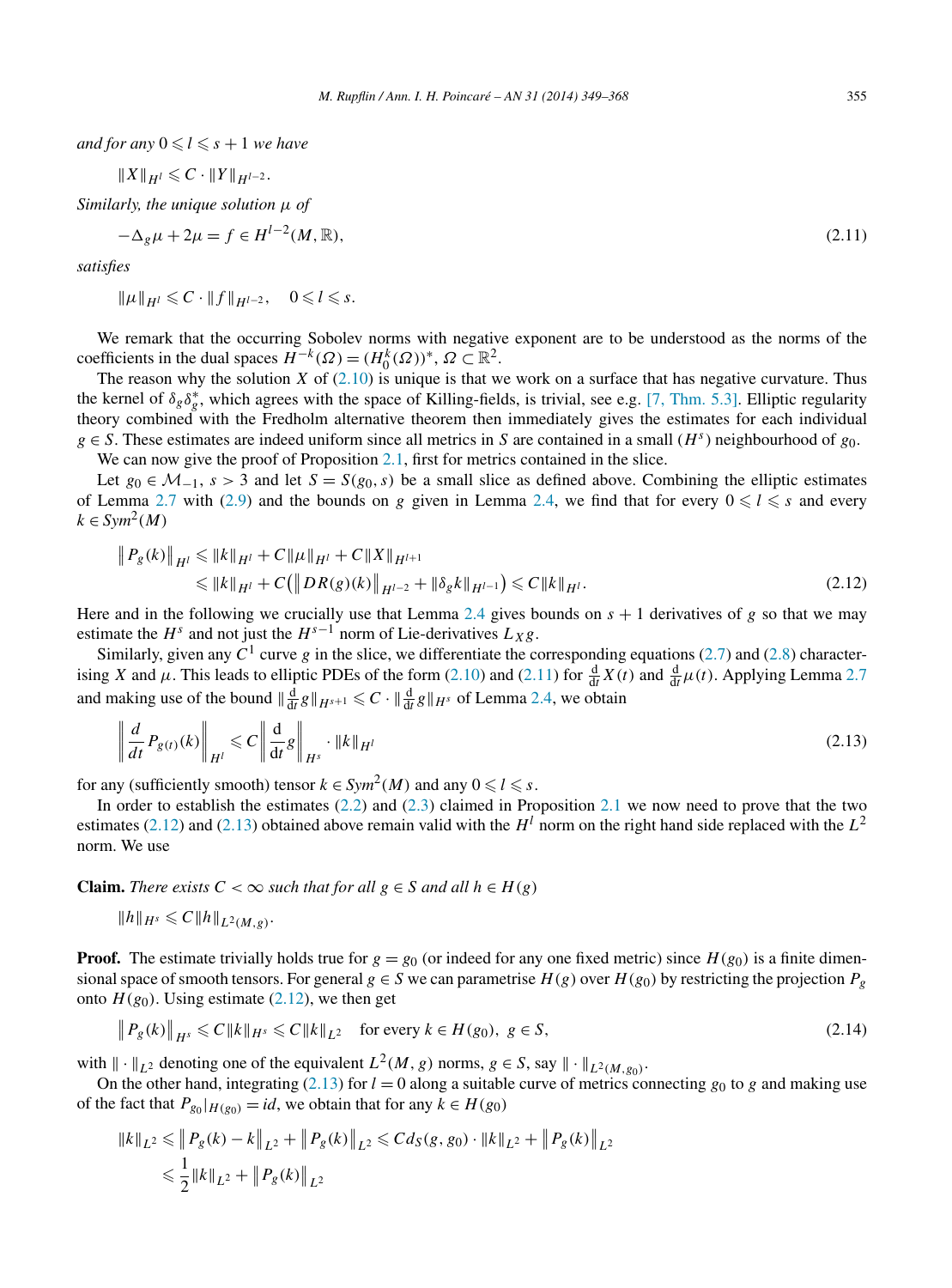*and for any* $0 \leqslant l \leqslant s+1$ *we have*

$$\|X\|_{H^l} \leqslant C \cdot \|Y\|_{H^{l-2}}.$$

*Similarly, the unique solution* $\mu$ *of*

$$-\Delta_g \mu + 2\mu = f \in H^{l-2}(M, \mathbb{R}), \tag{2.11}$$

*satisfies*

$$\|\mu\|_{H^l} \leqslant C \cdot \|f\|_{H^{l-2}}, \quad 0 \leqslant l \leqslant s.$$

We remark that the occurring Sobolev norms with negative exponent are to be understood as the norms of the coefficients in the dual spaces $H^{-k}(\Omega) = (H_0^k(\Omega))^*$, $\Omega \subset \mathbb{R}^2$.

The reason why the solution $X$ of (2.10) is unique is that we work on a surface that has negative curvature. Thus the kernel of $\delta_g \delta_g^*$, which agrees with the space of Killing-fields, is trivial, see e.g. [7, Thm. 5.3]. Elliptic regularity theory combined with the Fredholm alternative theorem then immediately gives the estimates for each individual $g \in S$. These estimates are indeed uniform since all metrics in $S$ are contained in a small $(H^s)$ neighbourhood of $g_0$.

We can now give the proof of Proposition 2.1, first for metrics contained in the slice.

Let $g_0 \in \mathcal{M}_{-1}$, $s > 3$ and let $S = S(g_0, s)$ be a small slice as defined above. Combining the elliptic estimates of Lemma 2.7 with (2.9) and the bounds on $g$ given in Lemma 2.4, we find that for every $0 \leqslant l \leqslant s$ and every $k \in Sym^2(M)$

$$\begin{aligned} \|P_g(k)\|_{H^l} &\leqslant \|k\|_{H^l} + C\|\mu\|_{H^l} + C\|X\|_{H^{l+1}} \\ &\leqslant \|k\|_{H^l} + C\big(\|DR(g)(k)\|_{H^{l-2}} + \|\delta_g k\|_{H^{l-1}}\big) \leqslant C\|k\|_{H^l}. \end{aligned} \tag{2.12}$$

Here and in the following we crucially use that Lemma 2.4 gives bounds on $s+1$ derivatives of $g$ so that we may estimate the $H^s$ and not just the $H^{s-1}$ norm of Lie-derivatives $L_X g$.

Similarly, given any $C^1$ curve $g$ in the slice, we differentiate the corresponding equations (2.7) and (2.8) characterising $X$ and $\mu$. This leads to elliptic PDEs of the form (2.10) and (2.11) for $\frac{d}{dt}X(t)$ and $\frac{d}{dt}\mu(t)$. Applying Lemma 2.7 and making use of the bound $\|\frac{d}{dt}g\|_{H^{s+1}} \leqslant C \cdot \|\frac{d}{dt}g\|_{H^s}$ of Lemma 2.4, we obtain

$$\left\|\frac{d}{dt}P_{g(t)}(k)\right\|_{H^l} \leqslant C\left\|\frac{d}{dt}g\right\|_{H^s} \cdot \|k\|_{H^l} \tag{2.13}$$

for any (sufficiently smooth) tensor $k \in Sym^2(M)$ and any $0 \leqslant l \leqslant s$.

In order to establish the estimates (2.2) and (2.3) claimed in Proposition 2.1 we now need to prove that the two estimates (2.12) and (2.13) obtained above remain valid with the $H^l$ norm on the right hand side replaced with the $L^2$ norm. We use

**Claim.** *There exists* $C < \infty$ *such that for all* $g \in S$ *and all* $h \in H(g)$

$$\|h\|_{H^s} \leqslant C\|h\|_{L^2(M,g)}.$$

**Proof.** The estimate trivially holds true for $g = g_0$ (or indeed for any one fixed metric) since $H(g_0)$ is a finite dimensional space of smooth tensors. For general $g \in S$ we can parametrise $H(g)$ over $H(g_0)$ by restricting the projection $P_g$ onto $H(g_0)$. Using estimate (2.12), we then get

$$\|P_g(k)\|_{H^s} \leqslant C\|k\|_{H^s} \leqslant C\|k\|_{L^2} \quad \text{for every } k \in H(g_0),\ g \in S, \tag{2.14}$$

with $\|\cdot\|_{L^2}$ denoting one of the equivalent $L^2(M,g)$ norms, $g \in S$, say $\|\cdot\|_{L^2(M,g_0)}$.

On the other hand, integrating (2.13) for $l = 0$ along a suitable curve of metrics connecting $g_0$ to $g$ and making use of the fact that $P_{g_0}|_{H(g_0)} = id$, we obtain that for any $k \in H(g_0)$

$$\begin{aligned} \|k\|_{L^2} &\leqslant \|P_g(k) - k\|_{L^2} + \|P_g(k)\|_{L^2} \leqslant Cd_S(g, g_0) \cdot \|k\|_{L^2} + \|P_g(k)\|_{L^2} \\ &\leqslant \frac{1}{2}\|k\|_{L^2} + \|P_g(k)\|_{L^2} \end{aligned}$$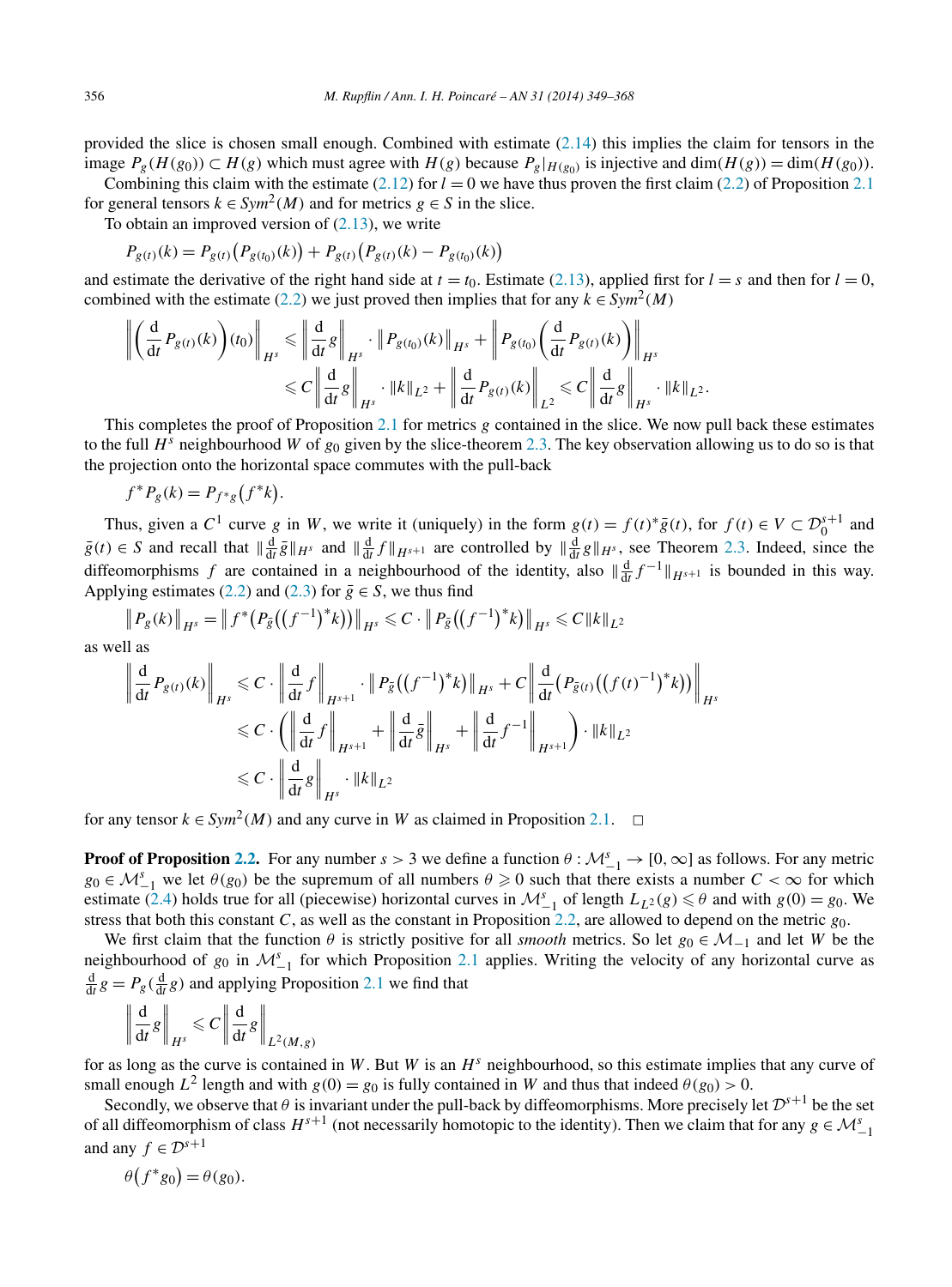provided the slice is chosen small enough. Combined with estimate (2.14) this implies the claim for tensors in the image $P_g(H(g_0)) \subset H(g)$ which must agree with $H(g)$ because $P_g|_{H(g_0)}$ is injective and $\dim(H(g)) = \dim(H(g_0))$.

Combining this claim with the estimate (2.12) for $l = 0$ we have thus proven the first claim (2.2) of Proposition 2.1 for general tensors $k \in Sym^2(M)$ and for metrics $g \in S$ in the slice.

To obtain an improved version of (2.13), we write

$$P_{g(t)}(k) = P_{g(t)}\big(P_{g(t_0)}(k)\big) + P_{g(t)}\big(P_{g(t)}(k) - P_{g(t_0)}(k)\big)$$

and estimate the derivative of the right hand side at $t = t_0$. Estimate (2.13), applied first for $l = s$ and then for $l = 0$, combined with the estimate (2.2) we just proved then implies that for any $k \in Sym^2(M)$

$$\begin{aligned}\left\| \left(\frac{\mathrm{d}}{\mathrm{d}t} P_{g(t)}(k)\right)(t_0)\right\|_{H^s} &\leqslant \left\|\frac{\mathrm{d}}{\mathrm{d}t} g\right\|_{H^s} \cdot \left\|P_{g(t_0)}(k)\right\|_{H^s} + \left\|P_{g(t_0)}\left(\frac{\mathrm{d}}{\mathrm{d}t} P_{g(t)}(k)\right)\right\|_{H^s} \\ &\leqslant C\left\|\frac{\mathrm{d}}{\mathrm{d}t} g\right\|_{H^s} \cdot \|k\|_{L^2} + \left\|\frac{\mathrm{d}}{\mathrm{d}t} P_{g(t)}(k)\right\|_{L^2} \leqslant C\left\|\frac{\mathrm{d}}{\mathrm{d}t} g\right\|_{H^s} \cdot \|k\|_{L^2}.\end{aligned}$$

This completes the proof of Proposition 2.1 for metrics $g$ contained in the slice. We now pull back these estimates to the full $H^s$ neighbourhood $W$ of $g_0$ given by the slice-theorem 2.3. The key observation allowing us to do so is that the projection onto the horizontal space commutes with the pull-back

$$f^* P_g(k) = P_{f^*g}\big(f^*k\big).$$

Thus, given a $C^1$ curve $g$ in $W$, we write it (uniquely) in the form $g(t) = f(t)^*\bar{g}(t)$, for $f(t) \in V \subset \mathcal{D}_0^{s+1}$ and $\bar{g}(t) \in S$ and recall that $\|\frac{\mathrm{d}}{\mathrm{d}t}\bar{g}\|_{H^s}$ and $\|\frac{\mathrm{d}}{\mathrm{d}t} f\|_{H^{s+1}}$ are controlled by $\|\frac{\mathrm{d}}{\mathrm{d}t} g\|_{H^s}$, see Theorem 2.3. Indeed, since the diffeomorphisms $f$ are contained in a neighbourhood of the identity, also $\|\frac{\mathrm{d}}{\mathrm{d}t} f^{-1}\|_{H^{s+1}}$ is bounded in this way. Applying estimates (2.2) and (2.3) for $\bar{g} \in S$, we thus find

$$\big\|P_g(k)\big\|_{H^s} = \big\|f^*\big(P_{\bar{g}}\big(\big(f^{-1}\big)^*k\big)\big)\big\|_{H^s} \leqslant C \cdot \big\|P_{\bar{g}}\big(\big(f^{-1}\big)^*k\big)\big\|_{H^s} \leqslant C\|k\|_{L^2}$$

as well as

$$\begin{aligned}\left\|\frac{\mathrm{d}}{\mathrm{d}t} P_{g(t)}(k)\right\|_{H^s} &\leqslant C \cdot \left\|\frac{\mathrm{d}}{\mathrm{d}t} f\right\|_{H^{s+1}} \cdot \big\|P_{\bar{g}}\big(\big(f^{-1}\big)^*k\big)\big\|_{H^s} + C\left\|\frac{\mathrm{d}}{\mathrm{d}t}\big(P_{\bar{g}(t)}\big(\big(f(t)^{-1}\big)^*k\big)\big)\right\|_{H^s} \\ &\leqslant C \cdot \left(\left\|\frac{\mathrm{d}}{\mathrm{d}t} f\right\|_{H^{s+1}} + \left\|\frac{\mathrm{d}}{\mathrm{d}t}\bar{g}\right\|_{H^s} + \left\|\frac{\mathrm{d}}{\mathrm{d}t} f^{-1}\right\|_{H^{s+1}}\right) \cdot \|k\|_{L^2} \\ &\leqslant C \cdot \left\|\frac{\mathrm{d}}{\mathrm{d}t} g\right\|_{H^s} \cdot \|k\|_{L^2}\end{aligned}$$

for any tensor $k \in Sym^2(M)$ and any curve in $W$ as claimed in Proposition 2.1. $\square$

**Proof of Proposition 2.2.** For any number $s > 3$ we define a function $\theta : \mathcal{M}_{-1}^s \to [0, \infty]$ as follows. For any metric $g_0 \in \mathcal{M}_{-1}^s$ we let $\theta(g_0)$ be the supremum of all numbers $\theta \geqslant 0$ such that there exists a number $C < \infty$ for which estimate (2.4) holds true for all (piecewise) horizontal curves in $\mathcal{M}_{-1}^s$ of length $L_{L^2}(g) \leqslant \theta$ and with $g(0) = g_0$. We stress that both this constant $C$, as well as the constant in Proposition 2.2, are allowed to depend on the metric $g_0$.

We first claim that the function $\theta$ is strictly positive for all *smooth* metrics. So let $g_0 \in \mathcal{M}_{-1}$ and let $W$ be the neighbourhood of $g_0$ in $\mathcal{M}_{-1}^s$ for which Proposition 2.1 applies. Writing the velocity of any horizontal curve as $\frac{\mathrm{d}}{\mathrm{d}t} g = P_g(\frac{\mathrm{d}}{\mathrm{d}t} g)$ and applying Proposition 2.1 we find that

$$\left\|\frac{\mathrm{d}}{\mathrm{d}t} g\right\|_{H^s} \leqslant C\left\|\frac{\mathrm{d}}{\mathrm{d}t} g\right\|_{L^2(M,g)}$$

for as long as the curve is contained in $W$. But $W$ is an $H^s$ neighbourhood, so this estimate implies that any curve of small enough $L^2$ length and with $g(0) = g_0$ is fully contained in $W$ and thus that indeed $\theta(g_0) > 0$.

Secondly, we observe that $\theta$ is invariant under the pull-back by diffeomorphisms. More precisely let $\mathcal{D}^{s+1}$ be the set of all diffeomorphism of class $H^{s+1}$ (not necessarily homotopic to the identity). Then we claim that for any $g \in \mathcal{M}_{-1}^s$ and any $f \in \mathcal{D}^{s+1}$

$$\theta\big(f^*g_0\big) = \theta(g_0).$$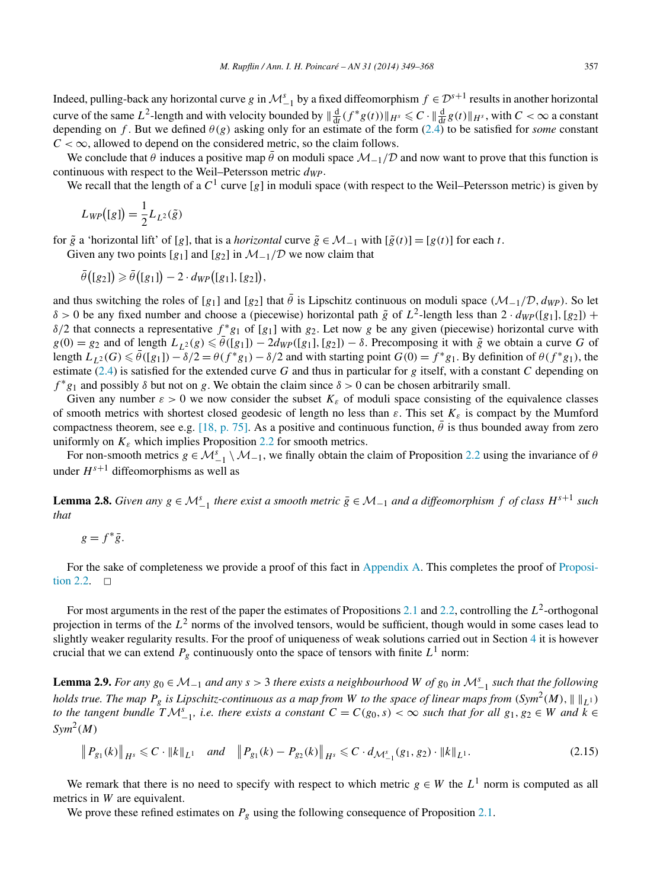Indeed, pulling-back any horizontal curve $g$ in $\mathcal{M}_{-1}^s$ by a fixed diffeomorphism $f \in \mathcal{D}^{s+1}$ results in another horizontal curve of the same $L^2$-length and with velocity bounded by $\|\frac{d}{dt}(f^*g(t))\|_{H^s} \leqslant C \cdot \|\frac{d}{dt}g(t)\|_{H^s}$, with $C < \infty$ a constant depending on $f$. But we defined $\theta(g)$ asking only for an estimate of the form (2.4) to be satisfied for *some* constant $C < \infty$, allowed to depend on the considered metric, so the claim follows.

We conclude that $\theta$ induces a positive map $\bar{\theta}$ on moduli space $\mathcal{M}_{-1}/\mathcal{D}$ and now want to prove that this function is continuous with respect to the Weil–Petersson metric $d_{WP}$.

We recall that the length of a $C^1$ curve $[g]$ in moduli space (with respect to the Weil–Petersson metric) is given by

$$L_{WP}\big([g]\big) = \frac{1}{2} L_{L^2}(\tilde{g})$$

for $\tilde{g}$ a 'horizontal lift' of $[g]$, that is a *horizontal* curve $\tilde{g} \in \mathcal{M}_{-1}$ with $[\tilde{g}(t)] = [g(t)]$ for each $t$.

Given any two points $[g_1]$ and $[g_2]$ in $\mathcal{M}_{-1}/\mathcal{D}$ we now claim that

$$\bar{\theta}\big([g_2]\big) \geqslant \bar{\theta}\big([g_1]\big) - 2 \cdot d_{WP}\big([g_1], [g_2]\big),$$

and thus switching the roles of $[g_1]$ and $[g_2]$ that $\bar{\theta}$ is Lipschitz continuous on moduli space $(\mathcal{M}_{-1}/\mathcal{D}, d_{WP})$. So let $\delta > 0$ be any fixed number and choose a (piecewise) horizontal path $\tilde{g}$ of $L^2$-length less than $2 \cdot d_{WP}([g_1], [g_2]) + \delta/2$ that connects a representative $f^*g_1$ of $[g_1]$ with $g_2$. Let now $g$ be any given (piecewise) horizontal curve with $g(0) = g_2$ and of length $L_{L^2}(g) \leqslant \bar{\theta}([g_1]) - 2d_{WP}([g_1], [g_2]) - \delta$. Precomposing it with $\tilde{g}$ we obtain a curve $G$ of length $L_{L^2}(G) \leqslant \bar{\theta}([g_1]) - \delta/2 = \theta(f^*g_1) - \delta/2$ and with starting point $G(0) = f^*g_1$. By definition of $\theta(f^*g_1)$, the estimate (2.4) is satisfied for the extended curve $G$ and thus in particular for $g$ itself, with a constant $C$ depending on $f^*g_1$ and possibly $\delta$ but not on $g$. We obtain the claim since $\delta > 0$ can be chosen arbitrarily small.

Given any number $\varepsilon > 0$ we now consider the subset $K_\varepsilon$ of moduli space consisting of the equivalence classes of smooth metrics with shortest closed geodesic of length no less than $\varepsilon$. This set $K_\varepsilon$ is compact by the Mumford compactness theorem, see e.g. [18, p. 75]. As a positive and continuous function, $\bar{\theta}$ is thus bounded away from zero uniformly on $K_\varepsilon$ which implies Proposition 2.2 for smooth metrics.

For non-smooth metrics $g \in \mathcal{M}_{-1}^s \setminus \mathcal{M}_{-1}$, we finally obtain the claim of Proposition 2.2 using the invariance of $\theta$ under $H^{s+1}$ diffeomorphisms as well as

**Lemma 2.8.** *Given any $g \in \mathcal{M}_{-1}^s$ there exist a smooth metric $\bar{g} \in \mathcal{M}_{-1}$ and a diffeomorphism $f$ of class $H^{s+1}$ such that*

$$g = f^*\bar{g}.$$

For the sake of completeness we provide a proof of this fact in Appendix A. This completes the proof of Proposition 2.2. $\square$

For most arguments in the rest of the paper the estimates of Propositions 2.1 and 2.2, controlling the $L^2$-orthogonal projection in terms of the $L^2$ norms of the involved tensors, would be sufficient, though would in some cases lead to slightly weaker regularity results. For the proof of uniqueness of weak solutions carried out in Section 4 it is however crucial that we can extend $P_g$ continuously onto the space of tensors with finite $L^1$ norm:

**Lemma 2.9.** *For any $g_0 \in \mathcal{M}_{-1}$ and any $s > 3$ there exists a neighbourhood $W$ of $g_0$ in $\mathcal{M}_{-1}^s$ such that the following holds true. The map $P_g$ is Lipschitz-continuous as a map from $W$ to the space of linear maps from $(Sym^2(M), \|\ \|_{L^1})$ to the tangent bundle $T\mathcal{M}_{-1}^s$, i.e. there exists a constant $C = C(g_0, s) < \infty$ such that for all $g_1, g_2 \in W$ and $k \in Sym^2(M)$*

$$\big\|P_{g_1}(k)\big\|_{H^s} \leqslant C \cdot \|k\|_{L^1} \quad \text{and} \quad \big\|P_{g_1}(k) - P_{g_2}(k)\big\|_{H^s} \leqslant C \cdot d_{\mathcal{M}_{-1}^s}(g_1, g_2) \cdot \|k\|_{L^1}. \tag{2.15}$$

We remark that there is no need to specify with respect to which metric $g \in W$ the $L^1$ norm is computed as all metrics in $W$ are equivalent.

We prove these refined estimates on $P_g$ using the following consequence of Proposition 2.1.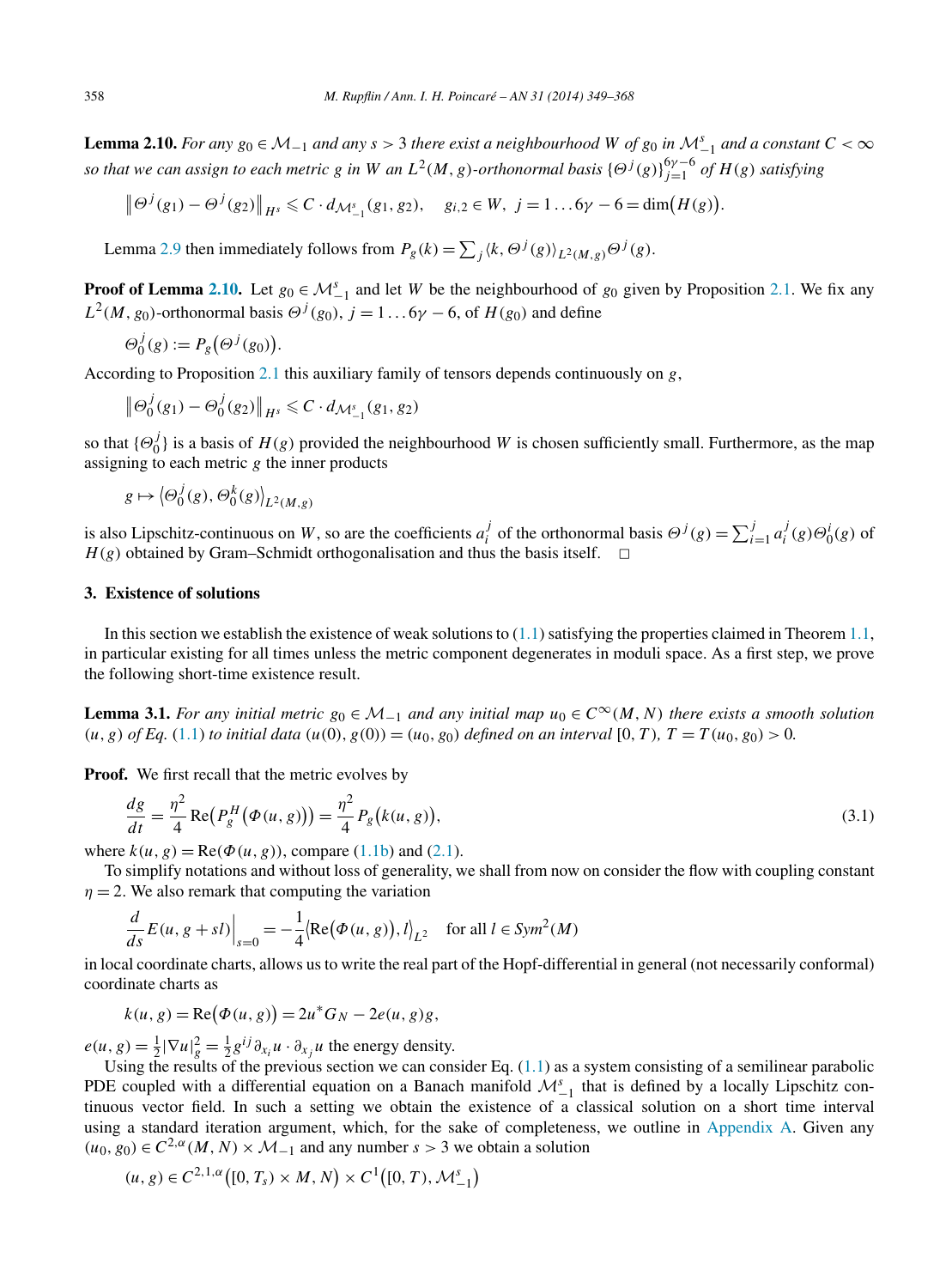**Lemma 2.10.** *For any $g_0 \in \mathcal{M}_{-1}$ and any $s > 3$ there exist a neighbourhood $W$ of $g_0$ in $\mathcal{M}_{-1}^s$ and a constant $C < \infty$ so that we can assign to each metric $g$ in $W$ an $L^2(M,g)$-orthonormal basis $\{\Theta^j(g)\}_{j=1}^{6\gamma-6}$ of $H(g)$ satisfying*

$$\left\| \Theta^j(g_1) - \Theta^j(g_2) \right\|_{H^s} \leqslant C \cdot d_{\mathcal{M}_{-1}^s}(g_1, g_2), \quad g_{i,2} \in W,\ j = 1 \dots 6\gamma - 6 = \dim(H(g)).$$

Lemma 2.9 then immediately follows from $P_g(k) = \sum_j \langle k, \Theta^j(g) \rangle_{L^2(M,g)} \Theta^j(g)$.

**Proof of Lemma 2.10.** Let $g_0 \in \mathcal{M}_{-1}^s$ and let $W$ be the neighbourhood of $g_0$ given by Proposition 2.1. We fix any $L^2(M, g_0)$-orthonormal basis $\Theta^j(g_0)$, $j = 1 \dots 6\gamma - 6$, of $H(g_0)$ and define

$$\Theta_0^j(g) := P_g\left(\Theta^j(g_0)\right).$$

According to Proposition 2.1 this auxiliary family of tensors depends continuously on $g$,

$$\left\| \Theta_0^j(g_1) - \Theta_0^j(g_2) \right\|_{H^s} \leqslant C \cdot d_{\mathcal{M}_{-1}^s}(g_1, g_2)$$

so that $\{\Theta_0^j\}$ is a basis of $H(g)$ provided the neighbourhood $W$ is chosen sufficiently small. Furthermore, as the map assigning to each metric $g$ the inner products

$$g \mapsto \left\langle \Theta_0^j(g), \Theta_0^k(g) \right\rangle_{L^2(M,g)}$$

is also Lipschitz-continuous on $W$, so are the coefficients $a_i^j$ of the orthonormal basis $\Theta^j(g) = \sum_{i=1}^j a_i^j(g) \Theta_0^i(g)$ of $H(g)$ obtained by Gram–Schmidt orthogonalisation and thus the basis itself. $\square$

## 3. Existence of solutions

In this section we establish the existence of weak solutions to (1.1) satisfying the properties claimed in Theorem 1.1, in particular existing for all times unless the metric component degenerates in moduli space. As a first step, we prove the following short-time existence result.

**Lemma 3.1.** *For any initial metric $g_0 \in \mathcal{M}_{-1}$ and any initial map $u_0 \in C^\infty(M, N)$ there exists a smooth solution $(u, g)$ of Eq. (1.1) to initial data $(u(0), g(0)) = (u_0, g_0)$ defined on an interval $[0, T)$, $T = T(u_0, g_0) > 0$.*

**Proof.** We first recall that the metric evolves by

$$\frac{dg}{dt} = \frac{\eta^2}{4} \operatorname{Re}\left(P_g^H\left(\Phi(u, g)\right)\right) = \frac{\eta^2}{4} P_g\left(k(u, g)\right), \tag{3.1}$$

where $k(u, g) = \operatorname{Re}(\Phi(u, g))$, compare (1.1b) and (2.1).

To simplify notations and without loss of generality, we shall from now on consider the flow with coupling constant $\eta = 2$. We also remark that computing the variation

$$\frac{d}{ds} E(u, g + sl)\Big|_{s=0} = -\frac{1}{4}\left\langle \operatorname{Re}\left(\Phi(u, g)\right), l \right\rangle_{L^2} \quad \text{for all } l \in Sym^2(M)$$

in local coordinate charts, allows us to write the real part of the Hopf-differential in general (not necessarily conformal) coordinate charts as

$$k(u, g) = \operatorname{Re}\left(\Phi(u, g)\right) = 2u^* G_N - 2e(u, g) g,$$

$e(u, g) = \frac{1}{2}|\nabla u|_g^2 = \frac{1}{2} g^{ij} \partial_{x_i} u \cdot \partial_{x_j} u$ the energy density.

Using the results of the previous section we can consider Eq. (1.1) as a system consisting of a semilinear parabolic PDE coupled with a differential equation on a Banach manifold $\mathcal{M}_{-1}^s$ that is defined by a locally Lipschitz continuous vector field. In such a setting we obtain the existence of a classical solution on a short time interval using a standard iteration argument, which, for the sake of completeness, we outline in Appendix A. Given any $(u_0, g_0) \in C^{2,\alpha}(M, N) \times \mathcal{M}_{-1}$ and any number $s > 3$ we obtain a solution

$$(u, g) \in C^{2,1,\alpha}\left([0, T_s) \times M, N\right) \times C^1\left([0, T), \mathcal{M}_{-1}^s\right)$$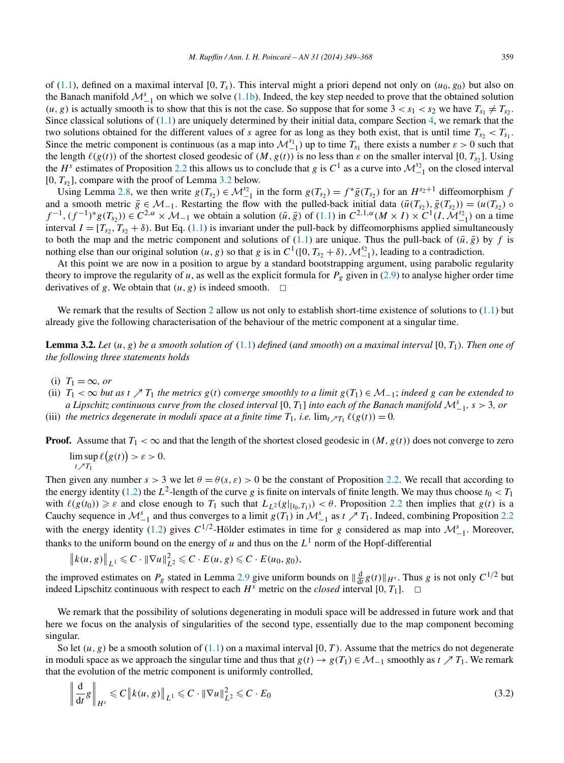of (1.1), defined on a maximal interval $[0, T_s)$. This interval might a priori depend not only on $(u_0, g_0)$ but also on the Banach manifold $\mathcal{M}^s_{-1}$ on which we solve (1.1b). Indeed, the key step needed to prove that the obtained solution $(u, g)$ is actually smooth is to show that this is not the case. So suppose that for some $3 < s_1 < s_2$ we have $T_{s_1} \neq T_{s_2}$. Since classical solutions of (1.1) are uniquely determined by their initial data, compare Section 4, we remark that the two solutions obtained for the different values of $s$ agree for as long as they both exist, that is until time $T_{s_2} < T_{s_1}$. Since the metric component is continuous (as a map into $\mathcal{M}^{s_1}_{-1}$) up to time $T_{s_1}$ there exists a number $\varepsilon > 0$ such that the length $\ell(g(t))$ of the shortest closed geodesic of $(M, g(t))$ is no less than $\varepsilon$ on the smaller interval $[0, T_{s_2}]$. Using the $H^s$ estimates of Proposition 2.2 this allows us to conclude that $g$ is $C^1$ as a curve into $\mathcal{M}^{s_2}_{-1}$ on the closed interval $[0, T_{s_2}]$, compare with the proof of Lemma 3.2 below.

Using Lemma 2.8, we then write $g(T_{s_2}) \in \mathcal{M}^{s_2}_{-1}$ in the form $g(T_{s_2}) = f^*\bar{g}(T_{s_2})$ for an $H^{s_2+1}$ diffeomorphism $f$ and a smooth metric $\bar{g} \in \mathcal{M}_{-1}$. Restarting the flow with the pulled-back initial data $(\bar{u}(T_{s_2}), \bar{g}(T_{s_2})) = (u(T_{s_2}) \circ f^{-1}, (f^{-1})^* g(T_{s_2})) \in C^{2,\alpha} \times \mathcal{M}_{-1}$ we obtain a solution $(\bar{u}, \bar{g})$ of (1.1) in $C^{2,1,\alpha}(M \times I) \times C^1(I, \mathcal{M}^{s_2}_{-1})$ on a time interval $I = [T_{s_2}, T_{s_2} + \delta)$. But Eq. (1.1) is invariant under the pull-back by diffeomorphisms applied simultaneously to both the map and the metric component and solutions of (1.1) are unique. Thus the pull-back of $(\bar{u}, \bar{g})$ by $f$ is nothing else than our original solution $(u, g)$ so that $g$ is in $C^1([0, T_{s_2} + \delta), \mathcal{M}^{s_2}_{-1})$, leading to a contradiction.

At this point we are now in a position to argue by a standard bootstrapping argument, using parabolic regularity theory to improve the regularity of $u$, as well as the explicit formula for $P_g$ given in (2.9) to analyse higher order time derivatives of $g$. We obtain that $(u, g)$ is indeed smooth. □

We remark that the results of Section 2 allow us not only to establish short-time existence of solutions to (1.1) but already give the following characterisation of the behaviour of the metric component at a singular time.

**Lemma 3.2.** *Let $(u, g)$ be a smooth solution of (1.1) defined (and smooth) on a maximal interval $[0, T_1)$. Then one of the following three statements holds*

- (i) $T_1 = \infty$, *or*
- (ii) $T_1 < \infty$ *but as $t \nearrow T_1$ the metrics $g(t)$ converge smoothly to a limit $g(T_1) \in \mathcal{M}_{-1}$; indeed $g$ can be extended to a Lipschitz continuous curve from the closed interval $[0, T_1]$ into each of the Banach manifold $\mathcal{M}^s_{-1}$, $s > 3$, or*
- (iii) *the metrics degenerate in moduli space at a finite time $T_1$, i.e. $\lim_{t \nearrow T_1} \ell(g(t)) = 0$.*

**Proof.** Assume that $T_1 < \infty$ and that the length of the shortest closed geodesic in $(M, g(t))$ does not converge to zero

$$\limsup_{t \nearrow T_1} \ell(g(t)) > \varepsilon > 0.$$

Then given any number $s > 3$ we let $\theta = \theta(s, \varepsilon) > 0$ be the constant of Proposition 2.2. We recall that according to the energy identity (1.2) the $L^2$-length of the curve $g$ is finite on intervals of finite length. We may thus choose $t_0 < T_1$ with $\ell(g(t_0)) \geqslant \varepsilon$ and close enough to $T_1$ such that $L_{L^2}(g|_{[t_0, T_1)}) < \theta$. Proposition 2.2 then implies that $g(t)$ is a Cauchy sequence in $\mathcal{M}^s_{-1}$ and thus converges to a limit $g(T_1)$ in $\mathcal{M}^s_{-1}$ as $t \nearrow T_1$. Indeed, combining Proposition 2.2 with the energy identity (1.2) gives $C^{1/2}$-Hölder estimates in time for $g$ considered as map into $\mathcal{M}^s_{-1}$. Moreover, thanks to the uniform bound on the energy of $u$ and thus on the $L^1$ norm of the Hopf-differential

$$\|k(u, g)\|_{L^1} \leqslant C \cdot \|\nabla u\|^2_{L^2} \leqslant C \cdot E(u, g) \leqslant C \cdot E(u_0, g_0),$$

the improved estimates on $P_g$ stated in Lemma 2.9 give uniform bounds on $\|\frac{\mathrm{d}}{\mathrm{d}t} g(t)\|_{H^s}$. Thus $g$ is not only $C^{1/2}$ but indeed Lipschitz continuous with respect to each $H^s$ metric on the *closed* interval $[0, T_1]$. □

We remark that the possibility of solutions degenerating in moduli space will be addressed in future work and that here we focus on the analysis of singularities of the second type, essentially due to the map component becoming singular.

So let $(u, g)$ be a smooth solution of (1.1) on a maximal interval $[0, T)$. Assume that the metrics do not degenerate in moduli space as we approach the singular time and thus that $g(t) \to g(T_1) \in \mathcal{M}_{-1}$ smoothly as $t \nearrow T_1$. We remark that the evolution of the metric component is uniformly controlled,

$$\left\| \frac{\mathrm{d}}{\mathrm{d}t} g \right\|_{H^s} \leqslant C \|k(u, g)\|_{L^1} \leqslant C \cdot \|\nabla u\|^2_{L^2} \leqslant C \cdot E_0 \tag{3.2}$$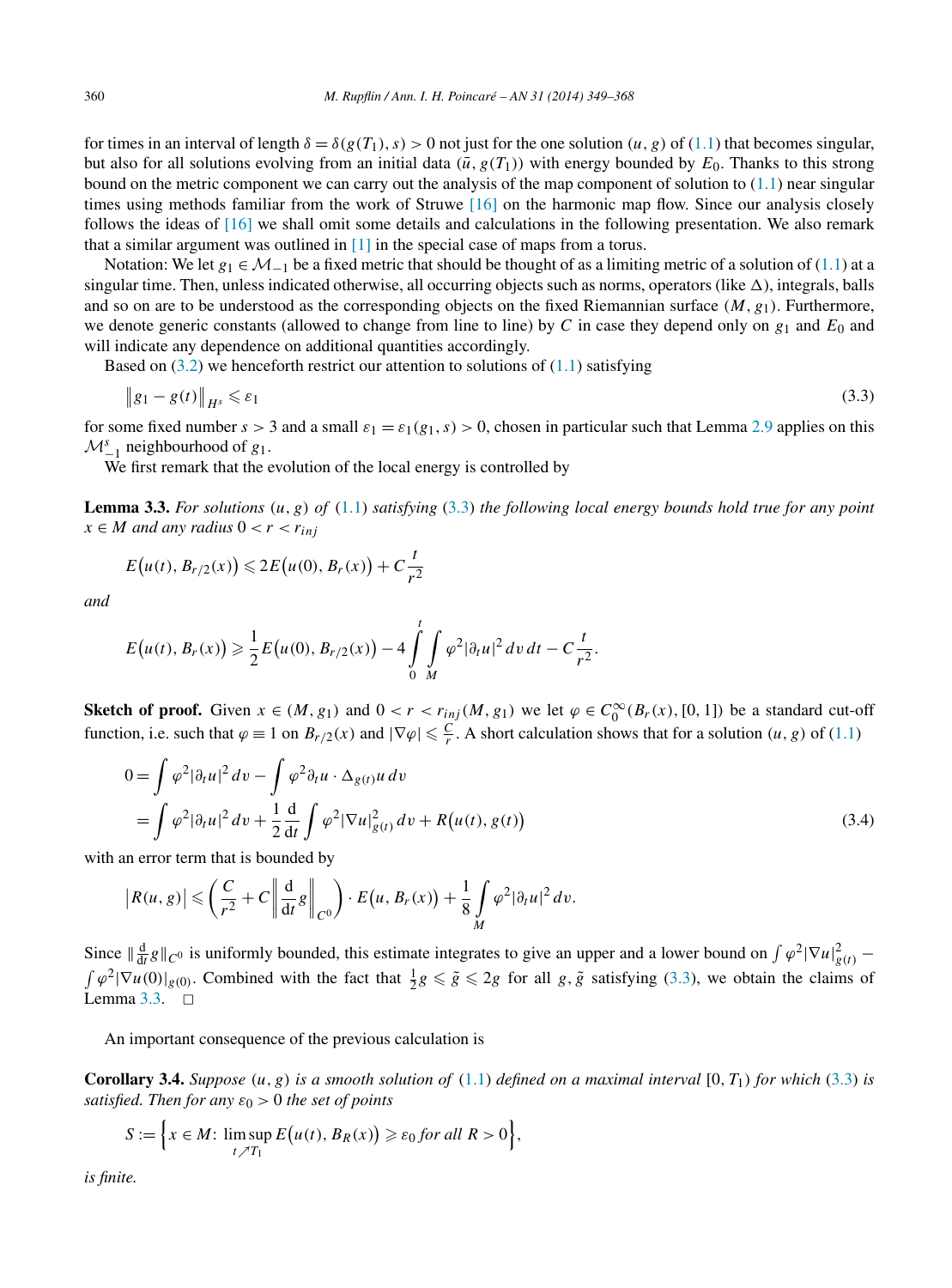for times in an interval of length $\delta = \delta(g(T_1), s) > 0$ not just for the one solution $(u, g)$ of (1.1) that becomes singular, but also for all solutions evolving from an initial data $(\bar{u}, g(T_1))$ with energy bounded by $E_0$. Thanks to this strong bound on the metric component we can carry out the analysis of the map component of solution to (1.1) near singular times using methods familiar from the work of Struwe [16] on the harmonic map flow. Since our analysis closely follows the ideas of [16] we shall omit some details and calculations in the following presentation. We also remark that a similar argument was outlined in [1] in the special case of maps from a torus.

Notation: We let $g_1 \in \mathcal{M}_{-1}$ be a fixed metric that should be thought of as a limiting metric of a solution of (1.1) at a singular time. Then, unless indicated otherwise, all occurring objects such as norms, operators (like $\Delta$), integrals, balls and so on are to be understood as the corresponding objects on the fixed Riemannian surface $(M, g_1)$. Furthermore, we denote generic constants (allowed to change from line to line) by $C$ in case they depend only on $g_1$ and $E_0$ and will indicate any dependence on additional quantities accordingly.

Based on (3.2) we henceforth restrict our attention to solutions of (1.1) satisfying

$$\left\| g_1 - g(t) \right\|_{H^s} \leqslant \varepsilon_1 \tag{3.3}$$

for some fixed number $s > 3$ and a small $\varepsilon_1 = \varepsilon_1(g_1, s) > 0$, chosen in particular such that Lemma 2.9 applies on this $\mathcal{M}_{-1}^s$ neighbourhood of $g_1$.

We first remark that the evolution of the local energy is controlled by

**Lemma 3.3.** *For solutions $(u, g)$ of (1.1) satisfying (3.3) the following local energy bounds hold true for any point $x \in M$ and any radius $0 < r < r_{inj}$*

$$E\big(u(t), B_{r/2}(x)\big) \leqslant 2E\big(u(0), B_r(x)\big) + C\frac{t}{r^2}$$

*and*

$$E\big(u(t), B_r(x)\big) \geqslant \frac{1}{2}E\big(u(0), B_{r/2}(x)\big) - 4\int_0^t \int_M \varphi^2 |\partial_t u|^2 \,dv\,dt - C\frac{t}{r^2}.$$

**Sketch of proof.** Given $x \in (M, g_1)$ and $0 < r < r_{inj}(M, g_1)$ we let $\varphi \in C_0^\infty(B_r(x), [0, 1])$ be a standard cut-off function, i.e. such that $\varphi \equiv 1$ on $B_{r/2}(x)$ and $|\nabla\varphi| \leqslant \frac{C}{r}$. A short calculation shows that for a solution $(u, g)$ of (1.1)

$$\begin{aligned} 0 &= \int \varphi^2 |\partial_t u|^2 \,dv - \int \varphi^2 \partial_t u \cdot \Delta_{g(t)} u \,dv \\ &= \int \varphi^2 |\partial_t u|^2 \,dv + \frac{1}{2}\frac{\mathrm{d}}{\mathrm{d}t}\int \varphi^2 |\nabla u|^2_{g(t)} \,dv + R\big(u(t), g(t)\big) \end{aligned} \tag{3.4}$$

with an error term that is bounded by

$$\big|R(u, g)\big| \leqslant \left(\frac{C}{r^2} + C\left\|\frac{\mathrm{d}}{\mathrm{d}t}g\right\|_{C^0}\right) \cdot E\big(u, B_r(x)\big) + \frac{1}{8}\int_M \varphi^2 |\partial_t u|^2 \,dv.$$

Since $\|\frac{\mathrm{d}}{\mathrm{d}t}g\|_{C^0}$ is uniformly bounded, this estimate integrates to give an upper and a lower bound on $\int \varphi^2 |\nabla u|^2_{g(t)} - \int \varphi^2 |\nabla u(0)|_{g(0)}$. Combined with the fact that $\frac{1}{2}g \leqslant \tilde{g} \leqslant 2g$ for all $g, \tilde{g}$ satisfying (3.3), we obtain the claims of Lemma 3.3. $\square$

An important consequence of the previous calculation is

**Corollary 3.4.** *Suppose $(u, g)$ is a smooth solution of (1.1) defined on a maximal interval $[0, T_1)$ for which (3.3) is satisfied. Then for any $\varepsilon_0 > 0$ the set of points*

$$S := \Big\{x \in M\colon \limsup_{t \nearrow T_1} E\big(u(t), B_R(x)\big) \geqslant \varepsilon_0 \text{ for all } R > 0\Big\},$$

*is finite.*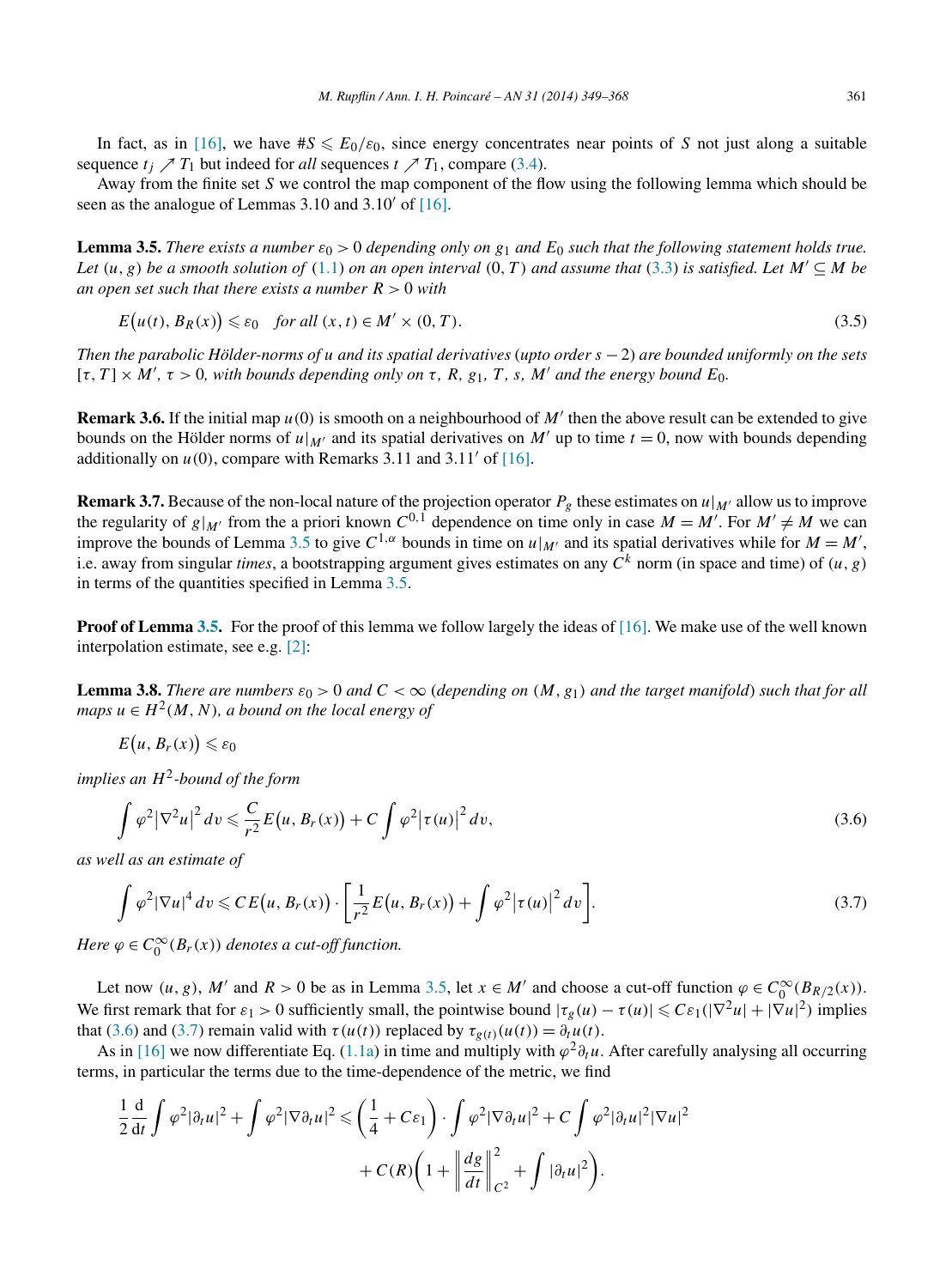In fact, as in [16], we have $\#S \leqslant E_0/\varepsilon_0$, since energy concentrates near points of $S$ not just along a suitable sequence $t_j \nearrow T_1$ but indeed for *all* sequences $t \nearrow T_1$, compare (3.4).

Away from the finite set $S$ we control the map component of the flow using the following lemma which should be seen as the analogue of Lemmas 3.10 and 3.10′ of [16].

**Lemma 3.5.** *There exists a number $\varepsilon_0 > 0$ depending only on $g_1$ and $E_0$ such that the following statement holds true. Let $(u, g)$ be a smooth solution of (1.1) on an open interval $(0, T)$ and assume that (3.3) is satisfied. Let $M' \subseteq M$ be an open set such that there exists a number $R > 0$ with*

$$E\big(u(t), B_R(x)\big) \leqslant \varepsilon_0 \quad \text{for all } (x,t) \in M' \times (0,T). \tag{3.5}$$

*Then the parabolic Hölder-norms of $u$ and its spatial derivatives (upto order $s-2$) are bounded uniformly on the sets $[\tau, T] \times M'$, $\tau > 0$, with bounds depending only on $\tau$, $R$, $g_1$, $T$, $s$, $M'$ and the energy bound $E_0$.*

**Remark 3.6.** If the initial map $u(0)$ is smooth on a neighbourhood of $M'$ then the above result can be extended to give bounds on the Hölder norms of $u|_{M'}$ and its spatial derivatives on $M'$ up to time $t = 0$, now with bounds depending additionally on $u(0)$, compare with Remarks 3.11 and 3.11′ of [16].

**Remark 3.7.** Because of the non-local nature of the projection operator $P_g$ these estimates on $u|_{M'}$ allow us to improve the regularity of $g|_{M'}$ from the a priori known $C^{0,1}$ dependence on time only in case $M = M'$. For $M' \neq M$ we can improve the bounds of Lemma 3.5 to give $C^{1,\alpha}$ bounds in time on $u|_{M'}$ and its spatial derivatives while for $M = M'$, i.e. away from singular *times*, a bootstrapping argument gives estimates on any $C^k$ norm (in space and time) of $(u, g)$ in terms of the quantities specified in Lemma 3.5.

**Proof of Lemma 3.5.** For the proof of this lemma we follow largely the ideas of [16]. We make use of the well known interpolation estimate, see e.g. [2]:

**Lemma 3.8.** *There are numbers $\varepsilon_0 > 0$ and $C < \infty$ (depending on $(M, g_1)$ and the target manifold) such that for all maps $u \in H^2(M, N)$, a bound on the local energy of*

$$E\big(u, B_r(x)\big) \leqslant \varepsilon_0$$

*implies an $H^2$-bound of the form*

$$\int \varphi^2 \big|\nabla^2 u\big|^2 \, dv \leqslant \frac{C}{r^2} E\big(u, B_r(x)\big) + C \int \varphi^2 \big|\tau(u)\big|^2 \, dv, \tag{3.6}$$

*as well as an estimate of*

$$\int \varphi^2 |\nabla u|^4 \, dv \leqslant C E\big(u, B_r(x)\big) \cdot \left[\frac{1}{r^2} E\big(u, B_r(x)\big) + \int \varphi^2 \big|\tau(u)\big|^2 \, dv\right]. \tag{3.7}$$

*Here $\varphi \in C_0^\infty(B_r(x))$ denotes a cut-off function.*

Let now $(u, g)$, $M'$ and $R > 0$ be as in Lemma 3.5, let $x \in M'$ and choose a cut-off function $\varphi \in C_0^\infty(B_{R/2}(x))$. We first remark that for $\varepsilon_1 > 0$ sufficiently small, the pointwise bound $|\tau_g(u) - \tau(u)| \leqslant C\varepsilon_1(|\nabla^2 u| + |\nabla u|^2)$ implies that (3.6) and (3.7) remain valid with $\tau(u(t))$ replaced by $\tau_{g(t)}(u(t)) = \partial_t u(t)$.

As in [16] we now differentiate Eq. (1.1a) in time and multiply with $\varphi^2 \partial_t u$. After carefully analysing all occurring terms, in particular the terms due to the time-dependence of the metric, we find

$$\begin{aligned}\frac{1}{2}\frac{\mathrm{d}}{\mathrm{d}t}\int \varphi^2 |\partial_t u|^2 + \int \varphi^2 |\nabla \partial_t u|^2 &\leqslant \left(\frac{1}{4} + C\varepsilon_1\right) \cdot \int \varphi^2 |\nabla \partial_t u|^2 + C \int \varphi^2 |\partial_t u|^2 |\nabla u|^2 \\ &\quad + C(R)\left(1 + \left\|\frac{dg}{dt}\right\|_{C^2}^2 + \int |\partial_t u|^2\right).\end{aligned}$$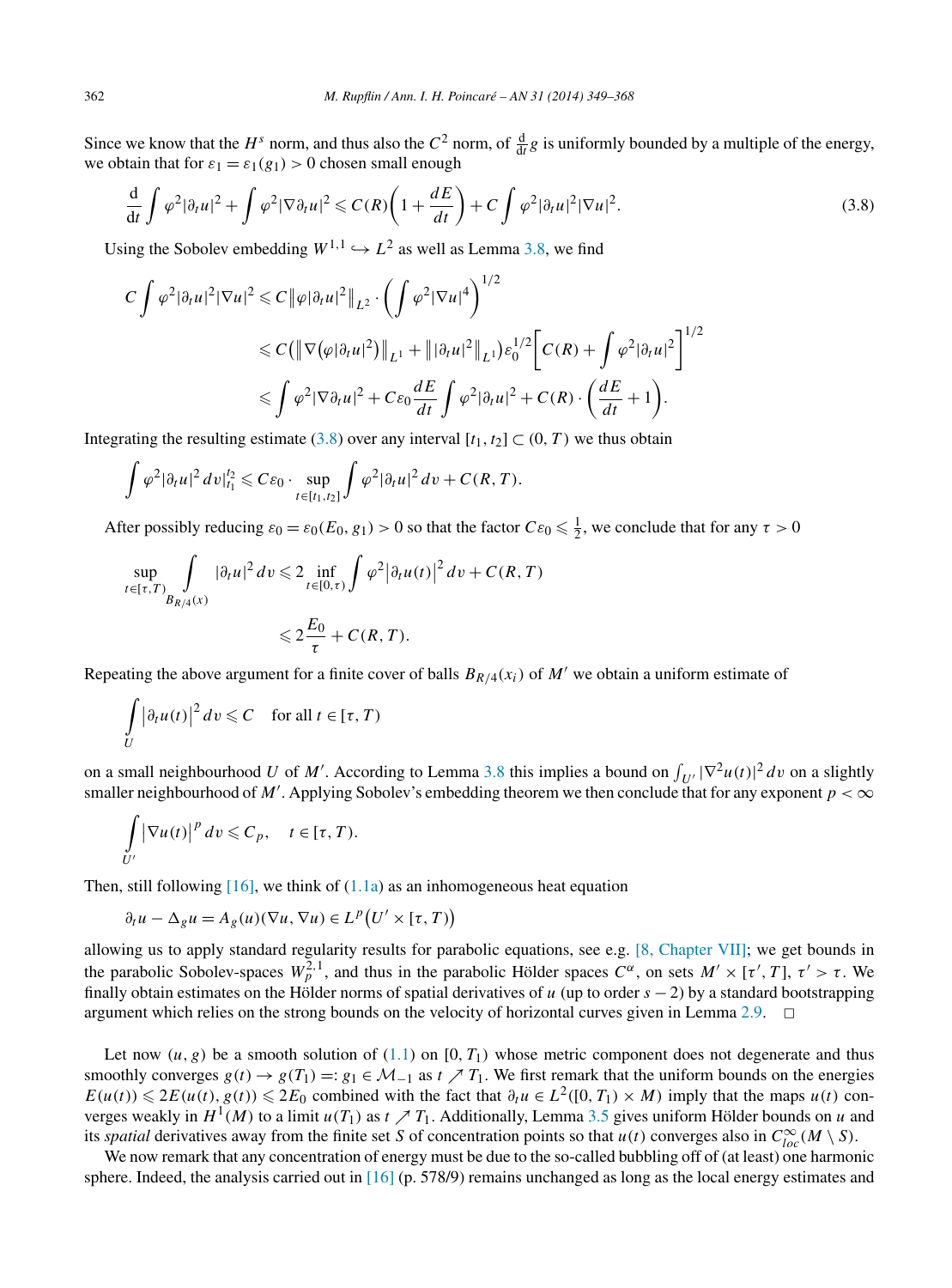Since we know that the $H^s$ norm, and thus also the $C^2$ norm, of $\frac{d}{dt}g$ is uniformly bounded by a multiple of the energy, we obtain that for $\varepsilon_1 = \varepsilon_1(g_1) > 0$ chosen small enough

$$\frac{\mathrm{d}}{\mathrm{d}t}\int \varphi^2|\partial_t u|^2 + \int \varphi^2|\nabla \partial_t u|^2 \leqslant C(R)\left(1+\frac{dE}{dt}\right) + C\int \varphi^2|\partial_t u|^2|\nabla u|^2. \tag{3.8}$$

Using the Sobolev embedding $W^{1,1} \hookrightarrow L^2$ as well as Lemma 3.8, we find

$$\begin{aligned}
C\int \varphi^2|\partial_t u|^2|\nabla u|^2 &\leqslant C\big\|\varphi|\partial_t u|^2\big\|_{L^2}\cdot\left(\int \varphi^2|\nabla u|^4\right)^{1/2} \\
&\leqslant C\left(\big\|\nabla\big(\varphi|\partial_t u|^2\big)\big\|_{L^1} + \big\||\partial_t u|^2\big\|_{L^1}\right)\varepsilon_0^{1/2}\left[C(R)+\int \varphi^2|\partial_t u|^2\right]^{1/2} \\
&\leqslant \int \varphi^2|\nabla \partial_t u|^2 + C\varepsilon_0\frac{dE}{dt}\int \varphi^2|\partial_t u|^2 + C(R)\cdot\left(\frac{dE}{dt}+1\right).
\end{aligned}$$

Integrating the resulting estimate (3.8) over any interval $[t_1,t_2] \subset (0,T)$ we thus obtain

$$\int \varphi^2|\partial_t u|^2\,dv\Big|_{t_1}^{t_2} \leqslant C\varepsilon_0\cdot\sup_{t\in[t_1,t_2]}\int \varphi^2|\partial_t u|^2\,dv + C(R,T).$$

After possibly reducing $\varepsilon_0 = \varepsilon_0(E_0,g_1) > 0$ so that the factor $C\varepsilon_0 \leqslant \frac{1}{2}$, we conclude that for any $\tau > 0$

$$\begin{aligned}
\sup_{t\in[\tau,T)}\int_{B_{R/4}(x)} |\partial_t u|^2\,dv &\leqslant 2\inf_{t\in[0,\tau)}\int \varphi^2\big|\partial_t u(t)\big|^2\,dv + C(R,T) \\
&\leqslant 2\frac{E_0}{\tau} + C(R,T).
\end{aligned}$$

Repeating the above argument for a finite cover of balls $B_{R/4}(x_i)$ of $M'$ we obtain a uniform estimate of

$$\int_U \big|\partial_t u(t)\big|^2\,dv \leqslant C \quad \text{for all } t\in[\tau,T)$$

on a small neighbourhood $U$ of $M'$. According to Lemma 3.8 this implies a bound on $\int_{U'}|\nabla^2 u(t)|^2\,dv$ on a slightly smaller neighbourhood of $M'$. Applying Sobolev's embedding theorem we then conclude that for any exponent $p<\infty$

$$\int_{U'} \big|\nabla u(t)\big|^p\,dv \leqslant C_p, \quad t\in[\tau,T).$$

Then, still following [16], we think of (1.1a) as an inhomogeneous heat equation

$$\partial_t u - \Delta_g u = A_g(u)(\nabla u,\nabla u) \in L^p\big(U'\times[\tau,T)\big)$$

allowing us to apply standard regularity results for parabolic equations, see e.g. [8, Chapter VII]; we get bounds in the parabolic Sobolev-spaces $W_p^{2,1}$, and thus in the parabolic Hölder spaces $C^\alpha$, on sets $M'\times[\tau',T]$, $\tau'>\tau$. We finally obtain estimates on the Hölder norms of spatial derivatives of $u$ (up to order $s-2$) by a standard bootstrapping argument which relies on the strong bounds on the velocity of horizontal curves given in Lemma 2.9. $\square$

Let now $(u,g)$ be a smooth solution of (1.1) on $[0,T_1)$ whose metric component does not degenerate and thus smoothly converges $g(t)\to g(T_1) =: g_1 \in \mathcal{M}_{-1}$ as $t \nearrow T_1$. We first remark that the uniform bounds on the energies $E(u(t)) \leqslant 2E(u(t),g(t)) \leqslant 2E_0$ combined with the fact that $\partial_t u \in L^2([0,T_1)\times M)$ imply that the maps $u(t)$ converges weakly in $H^1(M)$ to a limit $u(T_1)$ as $t\nearrow T_1$. Additionally, Lemma 3.5 gives uniform Hölder bounds on $u$ and its *spatial* derivatives away from the finite set $S$ of concentration points so that $u(t)$ converges also in $C^\infty_{loc}(M\setminus S)$.

We now remark that any concentration of energy must be due to the so-called bubbling off of (at least) one harmonic sphere. Indeed, the analysis carried out in [16] (p. 578/9) remains unchanged as long as the local energy estimates and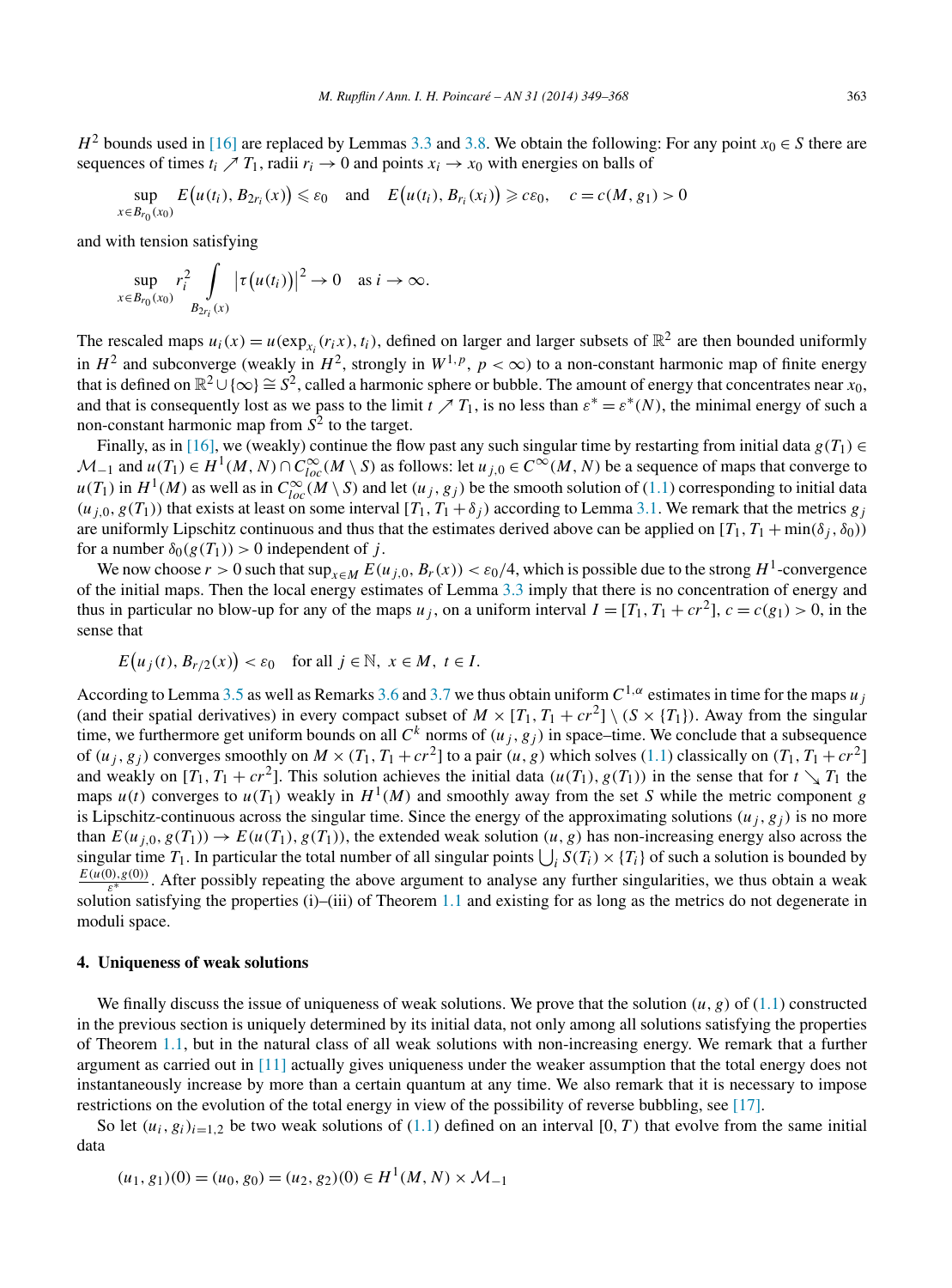$H^2$ bounds used in [16] are replaced by Lemmas 3.3 and 3.8. We obtain the following: For any point $x_0 \in S$ there are sequences of times $t_i \nearrow T_1$, radii $r_i \to 0$ and points $x_i \to x_0$ with energies on balls of

$$\sup_{x \in B_{r_0}(x_0)} E\big(u(t_i), B_{2r_i}(x)\big) \leqslant \varepsilon_0 \quad \text{and} \quad E\big(u(t_i), B_{r_i}(x_i)\big) \geqslant c\varepsilon_0, \quad c = c(M, g_1) > 0$$

and with tension satisfying

$$\sup_{x \in B_{r_0}(x_0)} r_i^2 \int_{B_{2r_i}(x)} \big|\tau\big(u(t_i)\big)\big|^2 \to 0 \quad \text{as } i \to \infty.$$

The rescaled maps $u_i(x) = u(\exp_{x_i}(r_i x), t_i)$, defined on larger and larger subsets of $\mathbb{R}^2$ are then bounded uniformly in $H^2$ and subconverge (weakly in $H^2$, strongly in $W^{1,p}$, $p < \infty$) to a non-constant harmonic map of finite energy that is defined on $\mathbb{R}^2 \cup \{\infty\} \cong S^2$, called a harmonic sphere or bubble. The amount of energy that concentrates near $x_0$, and that is consequently lost as we pass to the limit $t \nearrow T_1$, is no less than $\varepsilon^* = \varepsilon^*(N)$, the minimal energy of such a non-constant harmonic map from $S^2$ to the target.

Finally, as in [16], we (weakly) continue the flow past any such singular time by restarting from initial data $g(T_1) \in \mathcal{M}_{-1}$ and $u(T_1) \in H^1(M, N) \cap C^\infty_{loc}(M \setminus S)$ as follows: let $u_{j,0} \in C^\infty(M, N)$ be a sequence of maps that converge to $u(T_1)$ in $H^1(M)$ as well as in $C^\infty_{loc}(M \setminus S)$ and let $(u_j, g_j)$ be the smooth solution of (1.1) corresponding to initial data $(u_{j,0}, g(T_1))$ that exists at least on some interval $[T_1, T_1 + \delta_j)$ according to Lemma 3.1. We remark that the metrics $g_j$ are uniformly Lipschitz continuous and thus that the estimates derived above can be applied on $[T_1, T_1 + \min(\delta_j, \delta_0))$ for a number $\delta_0(g(T_1)) > 0$ independent of $j$.

We now choose $r > 0$ such that $\sup_{x \in M} E(u_{j,0}, B_r(x)) < \varepsilon_0/4$, which is possible due to the strong $H^1$-convergence of the initial maps. Then the local energy estimates of Lemma 3.3 imply that there is no concentration of energy and thus in particular no blow-up for any of the maps $u_j$, on a uniform interval $I = [T_1, T_1 + cr^2]$, $c = c(g_1) > 0$, in the sense that

$$E\big(u_j(t), B_{r/2}(x)\big) < \varepsilon_0 \quad \text{for all } j \in \mathbb{N},\ x \in M,\ t \in I.$$

According to Lemma 3.5 as well as Remarks 3.6 and 3.7 we thus obtain uniform $C^{1,\alpha}$ estimates in time for the maps $u_j$ (and their spatial derivatives) in every compact subset of $M \times [T_1, T_1 + cr^2] \setminus (S \times \{T_1\})$. Away from the singular time, we furthermore get uniform bounds on all $C^k$ norms of $(u_j, g_j)$ in space–time. We conclude that a subsequence of $(u_j, g_j)$ converges smoothly on $M \times (T_1, T_1 + cr^2]$ to a pair $(u, g)$ which solves (1.1) classically on $(T_1, T_1 + cr^2]$ and weakly on $[T_1, T_1 + cr^2]$. This solution achieves the initial data $(u(T_1), g(T_1))$ in the sense that for $t \searrow T_1$ the maps $u(t)$ converges to $u(T_1)$ weakly in $H^1(M)$ and smoothly away from the set $S$ while the metric component $g$ is Lipschitz-continuous across the singular time. Since the energy of the approximating solutions $(u_j, g_j)$ is no more than $E(u_{j,0}, g(T_1)) \to E(u(T_1), g(T_1))$, the extended weak solution $(u, g)$ has non-increasing energy also across the singular time $T_1$. In particular the total number of all singular points $\bigcup_i S(T_i) \times \{T_i\}$ of such a solution is bounded by $\frac{E(u(0),g(0))}{\varepsilon^*}$. After possibly repeating the above argument to analyse any further singularities, we thus obtain a weak solution satisfying the properties (i)–(iii) of Theorem 1.1 and existing for as long as the metrics do not degenerate in moduli space.

## 4. Uniqueness of weak solutions

We finally discuss the issue of uniqueness of weak solutions. We prove that the solution $(u, g)$ of (1.1) constructed in the previous section is uniquely determined by its initial data, not only among all solutions satisfying the properties of Theorem 1.1, but in the natural class of all weak solutions with non-increasing energy. We remark that a further argument as carried out in [11] actually gives uniqueness under the weaker assumption that the total energy does not instantaneously increase by more than a certain quantum at any time. We also remark that it is necessary to impose restrictions on the evolution of the total energy in view of the possibility of reverse bubbling, see [17].

So let $(u_i, g_i)_{i=1,2}$ be two weak solutions of (1.1) defined on an interval $[0, T)$ that evolve from the same initial data

$$(u_1, g_1)(0) = (u_0, g_0) = (u_2, g_2)(0) \in H^1(M, N) \times \mathcal{M}_{-1}$$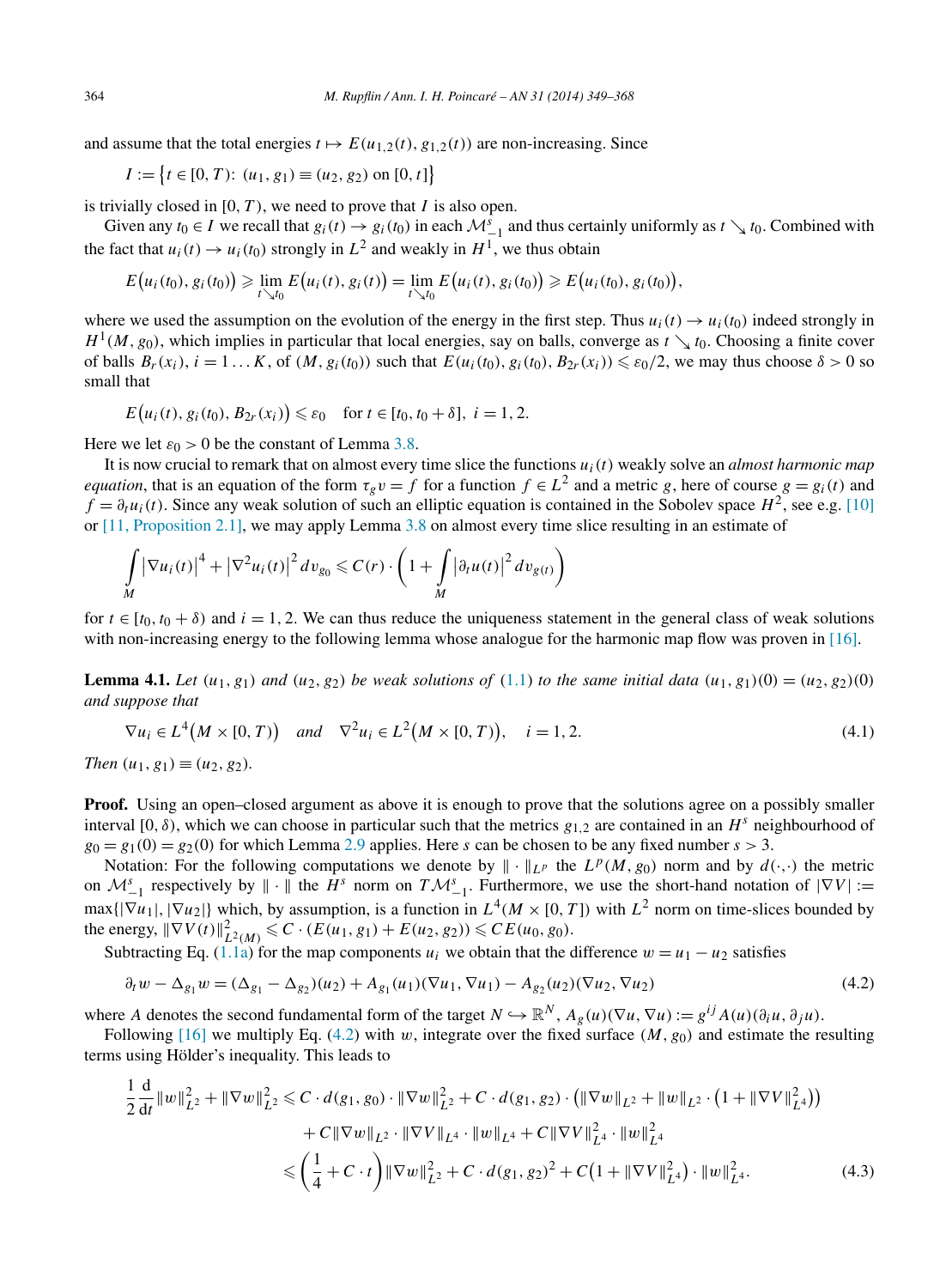and assume that the total energies $t \mapsto E(u_{1,2}(t), g_{1,2}(t))$ are non-increasing. Since

$$I := \{t \in [0, T): (u_1, g_1) \equiv (u_2, g_2) \text{ on } [0, t]\}$$

is trivially closed in $[0, T)$, we need to prove that $I$ is also open.

Given any $t_0 \in I$ we recall that $g_i(t) \to g_i(t_0)$ in each $\mathcal{M}^s_{-1}$ and thus certainly uniformly as $t \searrow t_0$. Combined with the fact that $u_i(t) \to u_i(t_0)$ strongly in $L^2$ and weakly in $H^1$, we thus obtain

$$E(u_i(t_0), g_i(t_0)) \geqslant \lim_{t \searrow t_0} E(u_i(t), g_i(t)) = \lim_{t \searrow t_0} E(u_i(t), g_i(t_0)) \geqslant E(u_i(t_0), g_i(t_0)),$$

where we used the assumption on the evolution of the energy in the first step. Thus $u_i(t) \to u_i(t_0)$ indeed strongly in $H^1(M, g_0)$, which implies in particular that local energies, say on balls, converge as $t \searrow t_0$. Choosing a finite cover of balls $B_r(x_i)$, $i = 1 \ldots K$, of $(M, g_i(t_0))$ such that $E(u_i(t_0), g_i(t_0), B_{2r}(x_i)) \leqslant \varepsilon_0/2$, we may thus choose $\delta > 0$ so small that

$$E(u_i(t), g_i(t_0), B_{2r}(x_i)) \leqslant \varepsilon_0 \quad \text{for } t \in [t_0, t_0 + \delta],\ i = 1, 2.$$

Here we let $\varepsilon_0 > 0$ be the constant of Lemma 3.8.

It is now crucial to remark that on almost every time slice the functions $u_i(t)$ weakly solve an *almost harmonic map equation*, that is an equation of the form $\tau_g v = f$ for a function $f \in L^2$ and a metric $g$, here of course $g = g_i(t)$ and $f = \partial_t u_i(t)$. Since any weak solution of such an elliptic equation is contained in the Sobolev space $H^2$, see e.g. [10] or [11, Proposition 2.1], we may apply Lemma 3.8 on almost every time slice resulting in an estimate of

$$\int_M |\nabla u_i(t)|^4 + |\nabla^2 u_i(t)|^2 \, dv_{g_0} \leqslant C(r) \cdot \left(1 + \int_M |\partial_t u(t)|^2 \, dv_{g(t)}\right)$$

for $t \in [t_0, t_0 + \delta)$ and $i = 1, 2$. We can thus reduce the uniqueness statement in the general class of weak solutions with non-increasing energy to the following lemma whose analogue for the harmonic map flow was proven in [16].

**Lemma 4.1.** *Let $(u_1, g_1)$ and $(u_2, g_2)$ be weak solutions of (1.1) to the same initial data $(u_1, g_1)(0) = (u_2, g_2)(0)$ and suppose that*

$$\nabla u_i \in L^4(M \times [0, T)) \quad \text{and} \quad \nabla^2 u_i \in L^2(M \times [0, T)), \quad i = 1, 2. \tag{4.1}$$

*Then $(u_1, g_1) \equiv (u_2, g_2)$.*

**Proof.** Using an open–closed argument as above it is enough to prove that the solutions agree on a possibly smaller interval $[0, \delta)$, which we can choose in particular such that the metrics $g_{1,2}$ are contained in an $H^s$ neighbourhood of $g_0 = g_1(0) = g_2(0)$ for which Lemma 2.9 applies. Here $s$ can be chosen to be any fixed number $s > 3$.

Notation: For the following computations we denote by $\|\cdot\|_{L^p}$ the $L^p(M, g_0)$ norm and by $d(\cdot,\cdot)$ the metric on $\mathcal{M}^s_{-1}$ respectively by $\|\cdot\|$ the $H^s$ norm on $T\mathcal{M}^s_{-1}$. Furthermore, we use the short-hand notation of $|\nabla V| := \max\{|\nabla u_1|, |\nabla u_2|\}$ which, by assumption, is a function in $L^4(M \times [0, T])$ with $L^2$ norm on time-slices bounded by the energy, $\|\nabla V(t)\|^2_{L^2(M)} \leqslant C \cdot (E(u_1, g_1) + E(u_2, g_2)) \leqslant C E(u_0, g_0)$.

Subtracting Eq. (1.1a) for the map components $u_i$ we obtain that the difference $w = u_1 - u_2$ satisfies

$$\partial_t w - \Delta_{g_1} w = (\Delta_{g_1} - \Delta_{g_2})(u_2) + A_{g_1}(u_1)(\nabla u_1, \nabla u_1) - A_{g_2}(u_2)(\nabla u_2, \nabla u_2) \tag{4.2}$$

where $A$ denotes the second fundamental form of the target $N \hookrightarrow \mathbb{R}^N$, $A_g(u)(\nabla u, \nabla u) := g^{ij} A(u)(\partial_i u, \partial_j u)$.

Following [16] we multiply Eq. (4.2) with $w$, integrate over the fixed surface $(M, g_0)$ and estimate the resulting terms using Hölder's inequality. This leads to

$$\begin{aligned}
\frac{1}{2}\frac{\mathrm{d}}{\mathrm{d}t}\|w\|^2_{L^2} + \|\nabla w\|^2_{L^2} &\leqslant C \cdot d(g_1, g_0) \cdot \|\nabla w\|^2_{L^2} + C \cdot d(g_1, g_2) \cdot \left(\|\nabla w\|_{L^2} + \|w\|_{L^2} \cdot \left(1 + \|\nabla V\|^2_{L^4}\right)\right) \\
&\quad + C\|\nabla w\|_{L^2} \cdot \|\nabla V\|_{L^4} \cdot \|w\|_{L^4} + C\|\nabla V\|^2_{L^4} \cdot \|w\|^2_{L^4} \\
&\leqslant \left(\frac{1}{4} + C \cdot t\right)\|\nabla w\|^2_{L^2} + C \cdot d(g_1, g_2)^2 + C\left(1 + \|\nabla V\|^2_{L^4}\right) \cdot \|w\|^2_{L^4}.
\end{aligned} \tag{4.3}$$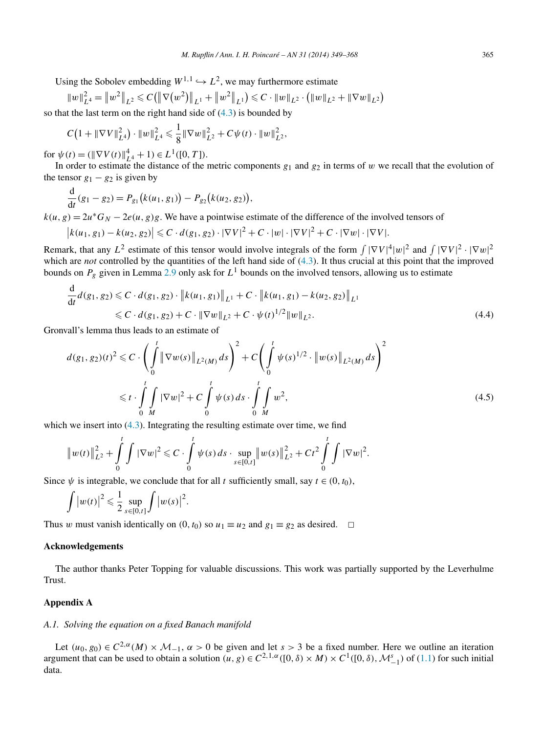Using the Sobolev embedding $W^{1,1} \hookrightarrow L^2$, we may furthermore estimate

$$\|w\|_{L^4}^2 = \|w^2\|_{L^2} \leqslant C\big(\|\nabla(w^2)\|_{L^1} + \|w^2\|_{L^1}\big) \leqslant C \cdot \|w\|_{L^2} \cdot \big(\|w\|_{L^2} + \|\nabla w\|_{L^2}\big)$$

so that the last term on the right hand side of (4.3) is bounded by

$$C\big(1 + \|\nabla V\|_{L^4}^2\big) \cdot \|w\|_{L^4}^2 \leqslant \frac{1}{8}\|\nabla w\|_{L^2}^2 + C\psi(t) \cdot \|w\|_{L^2}^2,$$

for $\psi(t) = (\|\nabla V(t)\|_{L^4}^4 + 1) \in L^1([0,T])$.

In order to estimate the distance of the metric components $g_1$ and $g_2$ in terms of $w$ we recall that the evolution of the tensor $g_1 - g_2$ is given by

$$\frac{\mathrm{d}}{\mathrm{d}t}(g_1 - g_2) = P_{g_1}\big(k(u_1, g_1)\big) - P_{g_2}\big(k(u_2, g_2)\big),$$

$k(u,g) = 2u^* G_N - 2e(u,g)g$. We have a pointwise estimate of the difference of the involved tensors of

$$\big|k(u_1, g_1) - k(u_2, g_2)\big| \leqslant C \cdot d(g_1, g_2) \cdot |\nabla V|^2 + C \cdot |w| \cdot |\nabla V|^2 + C \cdot |\nabla w| \cdot |\nabla V|.$$

Remark, that any $L^2$ estimate of this tensor would involve integrals of the form $\int |\nabla V|^4 |w|^2$ and $\int |\nabla V|^2 \cdot |\nabla w|^2$ which are *not* controlled by the quantities of the left hand side of (4.3). It thus crucial at this point that the improved bounds on $P_g$ given in Lemma 2.9 only ask for $L^1$ bounds on the involved tensors, allowing us to estimate

$$\begin{aligned} \frac{\mathrm{d}}{\mathrm{d}t} d(g_1, g_2) &\leqslant C \cdot d(g_1, g_2) \cdot \big\|k(u_1, g_1)\big\|_{L^1} + C \cdot \big\|k(u_1, g_1) - k(u_2, g_2)\big\|_{L^1} \\ &\leqslant C \cdot d(g_1, g_2) + C \cdot \|\nabla w\|_{L^2} + C \cdot \psi(t)^{1/2} \|w\|_{L^2}. \end{aligned} \tag{4.4}$$

Gronvall's lemma thus leads to an estimate of

$$\begin{aligned} d(g_1, g_2)(t)^2 &\leqslant C \cdot \left(\int_0^t \big\|\nabla w(s)\big\|_{L^2(M)}\, ds\right)^2 + C\left(\int_0^t \psi(s)^{1/2} \cdot \big\|w(s)\big\|_{L^2(M)}\, ds\right)^2 \\ &\leqslant t \cdot \int_0^t \int_M |\nabla w|^2 + C \int_0^t \psi(s)\, ds \cdot \int_0^t \int_M w^2, \end{aligned} \tag{4.5}$$

which we insert into (4.3). Integrating the resulting estimate over time, we find

$$\big\|w(t)\big\|_{L^2}^2 + \int_0^t \int |\nabla w|^2 \leqslant C \cdot \int_0^t \psi(s)\, ds \cdot \sup_{s \in [0,t]} \big\|w(s)\big\|_{L^2}^2 + Ct^2 \int_0^t \int |\nabla w|^2.$$

Since $\psi$ is integrable, we conclude that for all $t$ sufficiently small, say $t \in (0, t_0)$,

$$\int \big|w(t)\big|^2 \leqslant \frac{1}{2} \sup_{s \in [0,t]} \int \big|w(s)\big|^2.$$

Thus $w$ must vanish identically on $(0, t_0)$ so $u_1 \equiv u_2$ and $g_1 \equiv g_2$ as desired. □

## Acknowledgements

The author thanks Peter Topping for valuable discussions. This work was partially supported by the Leverhulme Trust.

## Appendix A

### *A.1. Solving the equation on a fixed Banach manifold*

Let $(u_0, g_0) \in C^{2,\alpha}(M) \times \mathcal{M}_{-1}$, $\alpha > 0$ be given and let $s > 3$ be a fixed number. Here we outline an iteration argument that can be used to obtain a solution $(u, g) \in C^{2,1,\alpha}([0,\delta) \times M) \times C^1([0,\delta), \mathcal{M}_{-1}^s)$ of (1.1) for such initial data.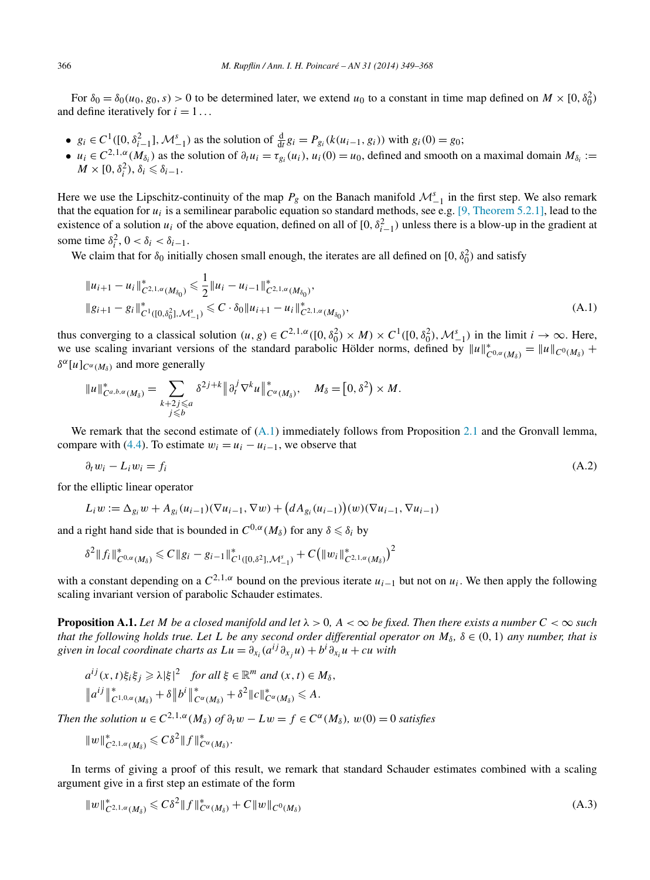For $\delta_0 = \delta_0(u_0, g_0, s) > 0$ to be determined later, we extend $u_0$ to a constant in time map defined on $M \times [0, \delta_0^2)$ and define iteratively for $i = 1 \dots$

- $g_i \in C^1([0, \delta_{i-1}^2], \mathcal{M}_{-1}^s)$ as the solution of $\frac{d}{dt} g_i = P_{g_i}(k(u_{i-1}, g_i))$ with $g_i(0) = g_0$;
- $u_i \in C^{2,1,\alpha}(M_{\delta_i})$ as the solution of $\partial_t u_i = \tau_{g_i}(u_i)$, $u_i(0) = u_0$, defined and smooth on a maximal domain $M_{\delta_i} := M \times [0, \delta_i^2)$, $\delta_i \leqslant \delta_{i-1}$.

Here we use the Lipschitz-continuity of the map $P_g$ on the Banach manifold $\mathcal{M}_{-1}^s$ in the first step. We also remark that the equation for $u_i$ is a semilinear parabolic equation so standard methods, see e.g. [9, Theorem 5.2.1], lead to the existence of a solution $u_i$ of the above equation, defined on all of $[0, \delta_{i-1}^2)$ unless there is a blow-up in the gradient at some time $\delta_i^2$, $0 < \delta_i < \delta_{i-1}$.

We claim that for $\delta_0$ initially chosen small enough, the iterates are all defined on $[0, \delta_0^2)$ and satisfy

$$\begin{aligned} &\|u_{i+1} - u_i\|^*_{C^{2,1,\alpha}(M_{\delta_0})} \leqslant \frac{1}{2}\|u_i - u_{i-1}\|^*_{C^{2,1,\alpha}(M_{\delta_0})}, \\ &\|g_{i+1} - g_i\|^*_{C^1([0,\delta_0^2],\mathcal{M}_{-1}^s)} \leqslant C \cdot \delta_0 \|u_{i+1} - u_i\|^*_{C^{2,1,\alpha}(M_{\delta_0})}, \end{aligned} \tag{A.1}$$

thus converging to a classical solution $(u, g) \in C^{2,1,\alpha}([0, \delta_0^2) \times M) \times C^1([0, \delta_0^2), \mathcal{M}_{-1}^s)$ in the limit $i \to \infty$. Here, we use scaling invariant versions of the standard parabolic Hölder norms, defined by $\|u\|^*_{C^{0,\alpha}(M_\delta)} = \|u\|_{C^0(M_\delta)} + \delta^\alpha [u]_{C^\alpha(M_\delta)}$ and more generally

$$\|u\|^*_{C^{a,b,\alpha}(M_\delta)} = \sum_{\substack{k+2j \leqslant a \\ j \leqslant b}} \delta^{2j+k} \big\| \partial_t^j \nabla^k u \big\|^*_{C^\alpha(M_\delta)}, \quad M_\delta = \big[0, \delta^2\big) \times M.$$

We remark that the second estimate of (A.1) immediately follows from Proposition 2.1 and the Gronvall lemma, compare with (4.4). To estimate $w_i = u_i - u_{i-1}$, we observe that

$$\partial_t w_i - L_i w_i = f_i \tag{A.2}$$

for the elliptic linear operator

$$L_i w := \Delta_{g_i} w + A_{g_i}(u_{i-1})(\nabla u_{i-1}, \nabla w) + \big(dA_{g_i}(u_{i-1})\big)(w)(\nabla u_{i-1}, \nabla u_{i-1})$$

and a right hand side that is bounded in $C^{0,\alpha}(M_\delta)$ for any $\delta \leqslant \delta_i$ by

$$\delta^2 \|f_i\|^*_{C^{0,\alpha}(M_\delta)} \leqslant C \|g_i - g_{i-1}\|^*_{C^1([0,\delta^2],\mathcal{M}_{-1}^s)} + C\big(\|w_i\|^*_{C^{2,1,\alpha}(M_\delta)}\big)^2$$

with a constant depending on a $C^{2,1,\alpha}$ bound on the previous iterate $u_{i-1}$ but not on $u_i$. We then apply the following scaling invariant version of parabolic Schauder estimates.

**Proposition A.1.** *Let $M$ be a closed manifold and let $\lambda > 0$, $A < \infty$ be fixed. Then there exists a number $C < \infty$ such that the following holds true. Let $L$ be any second order differential operator on $M_\delta$, $\delta \in (0, 1)$ any number, that is given in local coordinate charts as $Lu = \partial_{x_i}(a^{ij}\partial_{x_j} u) + b^i \partial_{x_i} u + cu$ with*

$$\begin{aligned} &a^{ij}(x,t)\xi_i\xi_j \geqslant \lambda|\xi|^2 \quad \text{for all } \xi \in \mathbb{R}^m \text{ and } (x,t) \in M_\delta, \\ &\big\|a^{ij}\big\|^*_{C^{1,0,\alpha}(M_\delta)} + \delta\big\|b^i\big\|^*_{C^\alpha(M_\delta)} + \delta^2\|c\|^*_{C^\alpha(M_\delta)} \leqslant A. \end{aligned}$$

*Then the solution $u \in C^{2,1,\alpha}(M_\delta)$ of $\partial_t w - Lw = f \in C^\alpha(M_\delta)$, $w(0) = 0$ satisfies*

$$\|w\|^*_{C^{2,1,\alpha}(M_\delta)} \leqslant C\delta^2 \|f\|^*_{C^\alpha(M_\delta)}.$$

In terms of giving a proof of this result, we remark that standard Schauder estimates combined with a scaling argument give in a first step an estimate of the form

$$\|w\|^*_{C^{2,1,\alpha}(M_\delta)} \leqslant C\delta^2 \|f\|^*_{C^\alpha(M_\delta)} + C\|w\|_{C^0(M_\delta)} \tag{A.3}$$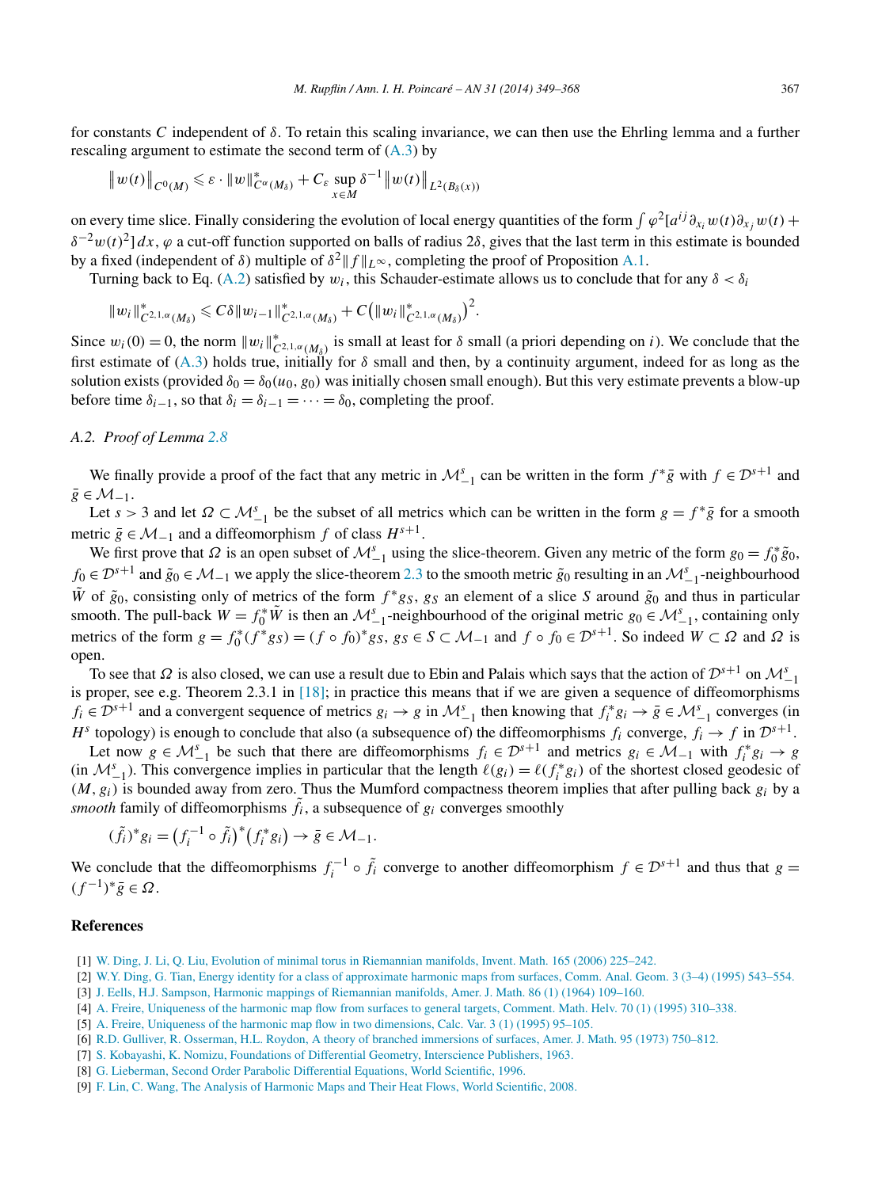for constants $C$ independent of $\delta$. To retain this scaling invariance, we can then use the Ehrling lemma and a further rescaling argument to estimate the second term of (A.3) by

$$\|w(t)\|_{C^0(M)} \leqslant \varepsilon \cdot \|w\|^*_{C^\alpha(M_\delta)} + C_\varepsilon \sup_{x\in M} \delta^{-1}\|w(t)\|_{L^2(B_\delta(x))}$$

on every time slice. Finally considering the evolution of local energy quantities of the form $\int \varphi^2[a^{ij}\partial_{x_i}w(t)\partial_{x_j}w(t) + \delta^{-2}w(t)^2]\,dx$, $\varphi$ a cut-off function supported on balls of radius $2\delta$, gives that the last term in this estimate is bounded by a fixed (independent of $\delta$) multiple of $\delta^2\|f\|_{L^\infty}$, completing the proof of Proposition A.1.

Turning back to Eq. (A.2) satisfied by $w_i$, this Schauder-estimate allows us to conclude that for any $\delta < \delta_i$

$$\|w_i\|^*_{C^{2,1,\alpha}(M_\delta)} \leqslant C\delta\|w_{i-1}\|^*_{C^{2,1,\alpha}(M_\delta)} + C\big(\|w_i\|^*_{C^{2,1,\alpha}(M_\delta)}\big)^2.$$

Since $w_i(0) = 0$, the norm $\|w_i\|^*_{C^{2,1,\alpha}(M_\delta)}$ is small at least for $\delta$ small (a priori depending on $i$). We conclude that the first estimate of (A.3) holds true, initially for $\delta$ small and then, by a continuity argument, indeed for as long as the solution exists (provided $\delta_0 = \delta_0(u_0, g_0)$ was initially chosen small enough). But this very estimate prevents a blow-up before time $\delta_{i-1}$, so that $\delta_i = \delta_{i-1} = \cdots = \delta_0$, completing the proof.

### A.2. Proof of Lemma 2.8

We finally provide a proof of the fact that any metric in $\mathcal{M}^s_{-1}$ can be written in the form $f^*\bar{g}$ with $f \in \mathcal{D}^{s+1}$ and $\bar{g} \in \mathcal{M}_{-1}$.

Let $s > 3$ and let $\Omega \subset \mathcal{M}^s_{-1}$ be the subset of all metrics which can be written in the form $g = f^*\bar{g}$ for a smooth metric $\bar{g} \in \mathcal{M}_{-1}$ and a diffeomorphism $f$ of class $H^{s+1}$.

We first prove that $\Omega$ is an open subset of $\mathcal{M}^s_{-1}$ using the slice-theorem. Given any metric of the form $g_0 = f_0^*\tilde{g}_0$, $f_0 \in \mathcal{D}^{s+1}$ and $\tilde{g}_0 \in \mathcal{M}_{-1}$ we apply the slice-theorem 2.3 to the smooth metric $\tilde{g}_0$ resulting in an $\mathcal{M}^s_{-1}$-neighbourhood $\tilde{W}$ of $\tilde{g}_0$, consisting only of metrics of the form $f^*g_S$, $g_S$ an element of a slice $S$ around $\tilde{g}_0$ and thus in particular smooth. The pull-back $W = f_0^*\tilde{W}$ is then an $\mathcal{M}^s_{-1}$-neighbourhood of the original metric $g_0 \in \mathcal{M}^s_{-1}$, containing only metrics of the form $g = f_0^*(f^*g_S) = (f \circ f_0)^*g_S$, $g_S \in S \subset \mathcal{M}_{-1}$ and $f \circ f_0 \in \mathcal{D}^{s+1}$. So indeed $W \subset \Omega$ and $\Omega$ is open.

To see that $\Omega$ is also closed, we can use a result due to Ebin and Palais which says that the action of $\mathcal{D}^{s+1}$ on $\mathcal{M}^s_{-1}$ is proper, see e.g. Theorem 2.3.1 in [18]; in practice this means that if we are given a sequence of diffeomorphisms $f_i \in \mathcal{D}^{s+1}$ and a convergent sequence of metrics $g_i \to g$ in $\mathcal{M}^s_{-1}$ then knowing that $f_i^*g_i \to \bar{g} \in \mathcal{M}^s_{-1}$ converges (in $H^s$ topology) is enough to conclude that also (a subsequence of) the diffeomorphisms $f_i$ converge, $f_i \to f$ in $\mathcal{D}^{s+1}$.

Let now $g \in \mathcal{M}^s_{-1}$ be such that there are diffeomorphisms $f_i \in \mathcal{D}^{s+1}$ and metrics $g_i \in \mathcal{M}_{-1}$ with $f_i^*g_i \to g$ (in $\mathcal{M}^s_{-1}$). This convergence implies in particular that the length $\ell(g_i) = \ell(f_i^*g_i)$ of the shortest closed geodesic of $(M, g_i)$ is bounded away from zero. Thus the Mumford compactness theorem implies that after pulling back $g_i$ by a *smooth* family of diffeomorphisms $\tilde{f}_i$, a subsequence of $g_i$ converges smoothly

$$(\tilde{f}_i)^*g_i = \big(f_i^{-1} \circ \tilde{f}_i\big)^*\big(f_i^*g_i\big) \to \bar{g} \in \mathcal{M}_{-1}.$$

We conclude that the diffeomorphisms $f_i^{-1} \circ \tilde{f}_i$ converge to another diffeomorphism $f \in \mathcal{D}^{s+1}$ and thus that $g = (f^{-1})^*\bar{g} \in \Omega$.

## References

[1] W. Ding, J. Li, Q. Liu, Evolution of minimal torus in Riemannian manifolds, Invent. Math. 165 (2006) 225–242.

[2] W.Y. Ding, G. Tian, Energy identity for a class of approximate harmonic maps from surfaces, Comm. Anal. Geom. 3 (3–4) (1995) 543–554.

[3] J. Eells, H.J. Sampson, Harmonic mappings of Riemannian manifolds, Amer. J. Math. 86 (1) (1964) 109–160.

[4] A. Freire, Uniqueness of the harmonic map flow from surfaces to general targets, Comment. Math. Helv. 70 (1) (1995) 310–338.

[5] A. Freire, Uniqueness of the harmonic map flow in two dimensions, Calc. Var. 3 (1) (1995) 95–105.

[6] R.D. Gulliver, R. Osserman, H.L. Roydon, A theory of branched immersions of surfaces, Amer. J. Math. 95 (1973) 750–812.

[7] S. Kobayashi, K. Nomizu, Foundations of Differential Geometry, Interscience Publishers, 1963.

[8] G. Lieberman, Second Order Parabolic Differential Equations, World Scientific, 1996.

[9] F. Lin, C. Wang, The Analysis of Harmonic Maps and Their Heat Flows, World Scientific, 2008.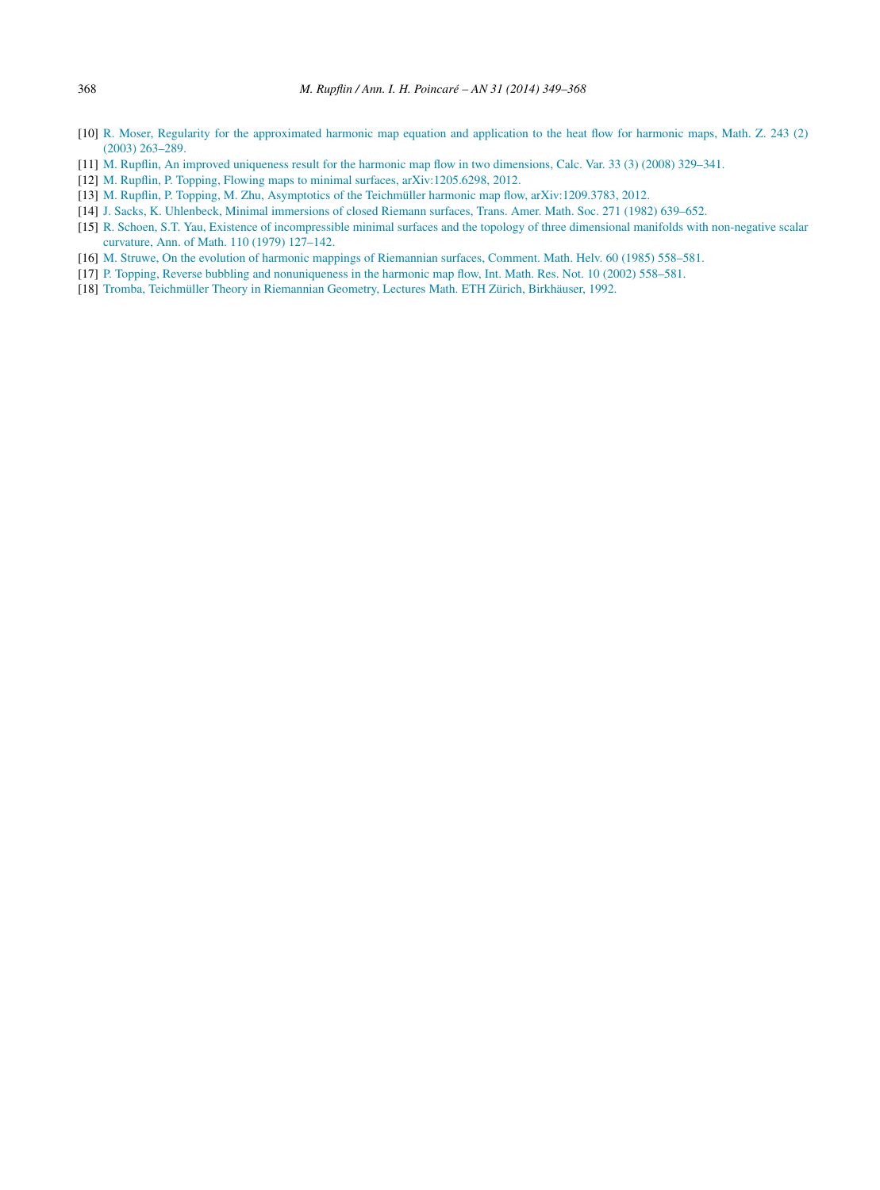[10] R. Moser, Regularity for the approximated harmonic map equation and application to the heat flow for harmonic maps, Math. Z. 243 (2) (2003) 263–289.

[11] M. Rupflin, An improved uniqueness result for the harmonic map flow in two dimensions, Calc. Var. 33 (3) (2008) 329–341.

[12] M. Rupflin, P. Topping, Flowing maps to minimal surfaces, arXiv:1205.6298, 2012.

[13] M. Rupflin, P. Topping, M. Zhu, Asymptotics of the Teichmüller harmonic map flow, arXiv:1209.3783, 2012.

[14] J. Sacks, K. Uhlenbeck, Minimal immersions of closed Riemann surfaces, Trans. Amer. Math. Soc. 271 (1982) 639–652.

[15] R. Schoen, S.T. Yau, Existence of incompressible minimal surfaces and the topology of three dimensional manifolds with non-negative scalar curvature, Ann. of Math. 110 (1979) 127–142.

[16] M. Struwe, On the evolution of harmonic mappings of Riemannian surfaces, Comment. Math. Helv. 60 (1985) 558–581.

[17] P. Topping, Reverse bubbling and nonuniqueness in the harmonic map flow, Int. Math. Res. Not. 10 (2002) 558–581.

[18] Tromba, Teichmüller Theory in Riemannian Geometry, Lectures Math. ETH Zürich, Birkhäuser, 1992.